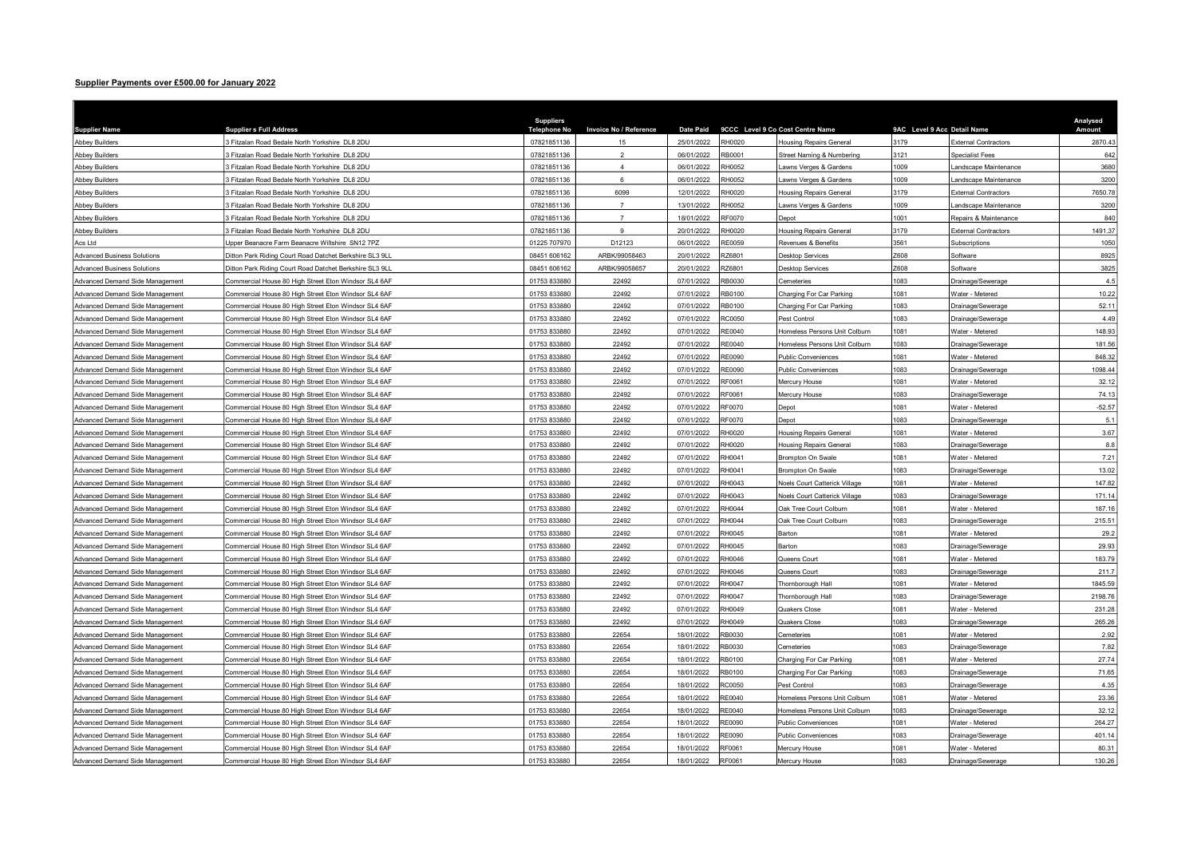**Supplier Payments over £500.00 for January 2022**

| Supplier Name | Supplier s Full Address | Suppliers Telephone No | Invoice No / Reference | Date Paid | 9CCC | Level 9 Co Cost Centre Name | 9AC | Level 9 Acc Detail Name | Analysed Amount |
|---|---|---|---|---|---|---|---|---|---|
| Abbey Builders | 3 Fitzalan Road Bedale North Yorkshire DL8 2DU | 07821851136 | 15 | 25/01/2022 | RH0020 | Housing Repairs General | 3179 | External Contractors | 2870.43 |
| Abbey Builders | 3 Fitzalan Road Bedale North Yorkshire DL8 2DU | 07821851136 | 2 | 06/01/2022 | RB0001 | Street Naming & Numbering | 3121 | Specialist Fees | 642 |
| Abbey Builders | 3 Fitzalan Road Bedale North Yorkshire DL8 2DU | 07821851136 | 4 | 06/01/2022 | RH0052 | Lawns Verges & Gardens | 1009 | Landscape Maintenance | 3680 |
| Abbey Builders | 3 Fitzalan Road Bedale North Yorkshire DL8 2DU | 07821851136 | 6 | 06/01/2022 | RH0052 | Lawns Verges & Gardens | 1009 | Landscape Maintenance | 3200 |
| Abbey Builders | 3 Fitzalan Road Bedale North Yorkshire DL8 2DU | 07821851136 | 6099 | 12/01/2022 | RH0020 | Housing Repairs General | 3179 | External Contractors | 7650.78 |
| Abbey Builders | 3 Fitzalan Road Bedale North Yorkshire DL8 2DU | 07821851136 | 7 | 13/01/2022 | RH0052 | Lawns Verges & Gardens | 1009 | Landscape Maintenance | 3200 |
| Abbey Builders | 3 Fitzalan Road Bedale North Yorkshire DL8 2DU | 07821851136 | 7 | 18/01/2022 | RF0070 | Depot | 1001 | Repairs & Maintenance | 840 |
| Abbey Builders | 3 Fitzalan Road Bedale North Yorkshire DL8 2DU | 07821851136 | 9 | 20/01/2022 | RH0020 | Housing Repairs General | 3179 | External Contractors | 1491.37 |
| Acs Ltd | Upper Beanacre Farm Beanacre Wiltshire SN12 7PZ | 01225 707970 | D12123 | 06/01/2022 | RE0059 | Revenues & Benefits | 3561 | Subscriptions | 1050 |
| Advanced Business Solutions | Ditton Park Riding Court Road Datchet Berkshire SL3 9LL | 08451 606162 | ARBK/99058463 | 20/01/2022 | RZ6801 | Desktop Services | Z608 | Software | 8925 |
| Advanced Business Solutions | Ditton Park Riding Court Road Datchet Berkshire SL3 9LL | 08451 606162 | ARBK/99058657 | 20/01/2022 | RZ6801 | Desktop Services | Z608 | Software | 3825 |
| Advanced Demand Side Management | Commercial House 80 High Street Eton Windsor SL4 6AF | 01753 833880 | 22492 | 07/01/2022 | RB0030 | Cemeteries | 1083 | Drainage/Sewerage | 4.5 |
| Advanced Demand Side Management | Commercial House 80 High Street Eton Windsor SL4 6AF | 01753 833880 | 22492 | 07/01/2022 | RB0100 | Charging For Car Parking | 1081 | Water - Metered | 10.22 |
| Advanced Demand Side Management | Commercial House 80 High Street Eton Windsor SL4 6AF | 01753 833880 | 22492 | 07/01/2022 | RB0100 | Charging For Car Parking | 1083 | Drainage/Sewerage | 52.11 |
| Advanced Demand Side Management | Commercial House 80 High Street Eton Windsor SL4 6AF | 01753 833880 | 22492 | 07/01/2022 | RC0050 | Pest Control | 1083 | Drainage/Sewerage | 4.49 |
| Advanced Demand Side Management | Commercial House 80 High Street Eton Windsor SL4 6AF | 01753 833880 | 22492 | 07/01/2022 | RE0040 | Homeless Persons Unit Colburn | 1081 | Water - Metered | 148.93 |
| Advanced Demand Side Management | Commercial House 80 High Street Eton Windsor SL4 6AF | 01753 833880 | 22492 | 07/01/2022 | RE0040 | Homeless Persons Unit Colburn | 1083 | Drainage/Sewerage | 181.56 |
| Advanced Demand Side Management | Commercial House 80 High Street Eton Windsor SL4 6AF | 01753 833880 | 22492 | 07/01/2022 | RE0090 | Public Conveniences | 1081 | Water - Metered | 848.32 |
| Advanced Demand Side Management | Commercial House 80 High Street Eton Windsor SL4 6AF | 01753 833880 | 22492 | 07/01/2022 | RE0090 | Public Conveniences | 1083 | Drainage/Sewerage | 1098.44 |
| Advanced Demand Side Management | Commercial House 80 High Street Eton Windsor SL4 6AF | 01753 833880 | 22492 | 07/01/2022 | RF0061 | Mercury House | 1081 | Water - Metered | 32.12 |
| Advanced Demand Side Management | Commercial House 80 High Street Eton Windsor SL4 6AF | 01753 833880 | 22492 | 07/01/2022 | RF0061 | Mercury House | 1083 | Drainage/Sewerage | 74.13 |
| Advanced Demand Side Management | Commercial House 80 High Street Eton Windsor SL4 6AF | 01753 833880 | 22492 | 07/01/2022 | RF0070 | Depot | 1081 | Water - Metered | -52.57 |
| Advanced Demand Side Management | Commercial House 80 High Street Eton Windsor SL4 6AF | 01753 833880 | 22492 | 07/01/2022 | RF0070 | Depot | 1083 | Drainage/Sewerage | 5.1 |
| Advanced Demand Side Management | Commercial House 80 High Street Eton Windsor SL4 6AF | 01753 833880 | 22492 | 07/01/2022 | RH0020 | Housing Repairs General | 1081 | Water - Metered | 3.67 |
| Advanced Demand Side Management | Commercial House 80 High Street Eton Windsor SL4 6AF | 01753 833880 | 22492 | 07/01/2022 | RH0020 | Housing Repairs General | 1083 | Drainage/Sewerage | 8.8 |
| Advanced Demand Side Management | Commercial House 80 High Street Eton Windsor SL4 6AF | 01753 833880 | 22492 | 07/01/2022 | RH0041 | Brompton On Swale | 1081 | Water - Metered | 7.21 |
| Advanced Demand Side Management | Commercial House 80 High Street Eton Windsor SL4 6AF | 01753 833880 | 22492 | 07/01/2022 | RH0041 | Brompton On Swale | 1083 | Drainage/Sewerage | 13.02 |
| Advanced Demand Side Management | Commercial House 80 High Street Eton Windsor SL4 6AF | 01753 833880 | 22492 | 07/01/2022 | RH0043 | Noels Court Catterick Village | 1081 | Water - Metered | 147.82 |
| Advanced Demand Side Management | Commercial House 80 High Street Eton Windsor SL4 6AF | 01753 833880 | 22492 | 07/01/2022 | RH0043 | Noels Court Catterick Village | 1083 | Drainage/Sewerage | 171.14 |
| Advanced Demand Side Management | Commercial House 80 High Street Eton Windsor SL4 6AF | 01753 833880 | 22492 | 07/01/2022 | RH0044 | Oak Tree Court Colburn | 1081 | Water - Metered | 187.16 |
| Advanced Demand Side Management | Commercial House 80 High Street Eton Windsor SL4 6AF | 01753 833880 | 22492 | 07/01/2022 | RH0044 | Oak Tree Court Colburn | 1083 | Drainage/Sewerage | 215.51 |
| Advanced Demand Side Management | Commercial House 80 High Street Eton Windsor SL4 6AF | 01753 833880 | 22492 | 07/01/2022 | RH0045 | Barton | 1081 | Water - Metered | 29.2 |
| Advanced Demand Side Management | Commercial House 80 High Street Eton Windsor SL4 6AF | 01753 833880 | 22492 | 07/01/2022 | RH0045 | Barton | 1083 | Drainage/Sewerage | 29.93 |
| Advanced Demand Side Management | Commercial House 80 High Street Eton Windsor SL4 6AF | 01753 833880 | 22492 | 07/01/2022 | RH0046 | Queens Court | 1081 | Water - Metered | 183.79 |
| Advanced Demand Side Management | Commercial House 80 High Street Eton Windsor SL4 6AF | 01753 833880 | 22492 | 07/01/2022 | RH0046 | Queens Court | 1083 | Drainage/Sewerage | 211.7 |
| Advanced Demand Side Management | Commercial House 80 High Street Eton Windsor SL4 6AF | 01753 833880 | 22492 | 07/01/2022 | RH0047 | Thornborough Hall | 1081 | Water - Metered | 1845.59 |
| Advanced Demand Side Management | Commercial House 80 High Street Eton Windsor SL4 6AF | 01753 833880 | 22492 | 07/01/2022 | RH0047 | Thornborough Hall | 1083 | Drainage/Sewerage | 2198.76 |
| Advanced Demand Side Management | Commercial House 80 High Street Eton Windsor SL4 6AF | 01753 833880 | 22492 | 07/01/2022 | RH0049 | Quakers Close | 1081 | Water - Metered | 231.28 |
| Advanced Demand Side Management | Commercial House 80 High Street Eton Windsor SL4 6AF | 01753 833880 | 22492 | 07/01/2022 | RH0049 | Quakers Close | 1083 | Drainage/Sewerage | 265.26 |
| Advanced Demand Side Management | Commercial House 80 High Street Eton Windsor SL4 6AF | 01753 833880 | 22654 | 18/01/2022 | RB0030 | Cemeteries | 1081 | Water - Metered | 2.92 |
| Advanced Demand Side Management | Commercial House 80 High Street Eton Windsor SL4 6AF | 01753 833880 | 22654 | 18/01/2022 | RB0030 | Cemeteries | 1083 | Drainage/Sewerage | 7.82 |
| Advanced Demand Side Management | Commercial House 80 High Street Eton Windsor SL4 6AF | 01753 833880 | 22654 | 18/01/2022 | RB0100 | Charging For Car Parking | 1081 | Water - Metered | 27.74 |
| Advanced Demand Side Management | Commercial House 80 High Street Eton Windsor SL4 6AF | 01753 833880 | 22654 | 18/01/2022 | RB0100 | Charging For Car Parking | 1083 | Drainage/Sewerage | 71.65 |
| Advanced Demand Side Management | Commercial House 80 High Street Eton Windsor SL4 6AF | 01753 833880 | 22654 | 18/01/2022 | RC0050 | Pest Control | 1083 | Drainage/Sewerage | 4.35 |
| Advanced Demand Side Management | Commercial House 80 High Street Eton Windsor SL4 6AF | 01753 833880 | 22654 | 18/01/2022 | RE0040 | Homeless Persons Unit Colburn | 1081 | Water - Metered | 23.36 |
| Advanced Demand Side Management | Commercial House 80 High Street Eton Windsor SL4 6AF | 01753 833880 | 22654 | 18/01/2022 | RE0040 | Homeless Persons Unit Colburn | 1083 | Drainage/Sewerage | 32.12 |
| Advanced Demand Side Management | Commercial House 80 High Street Eton Windsor SL4 6AF | 01753 833880 | 22654 | 18/01/2022 | RE0090 | Public Conveniences | 1081 | Water - Metered | 264.27 |
| Advanced Demand Side Management | Commercial House 80 High Street Eton Windsor SL4 6AF | 01753 833880 | 22654 | 18/01/2022 | RE0090 | Public Conveniences | 1083 | Drainage/Sewerage | 401.14 |
| Advanced Demand Side Management | Commercial House 80 High Street Eton Windsor SL4 6AF | 01753 833880 | 22654 | 18/01/2022 | RF0061 | Mercury House | 1081 | Water - Metered | 80.31 |
| Advanced Demand Side Management | Commercial House 80 High Street Eton Windsor SL4 6AF | 01753 833880 | 22654 | 18/01/2022 | RF0061 | Mercury House | 1083 | Drainage/Sewerage | 130.26 |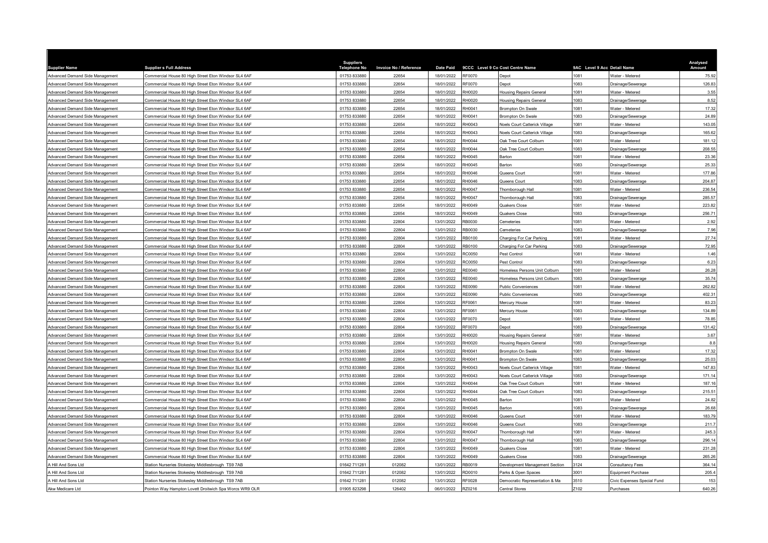| Supplier Name | Supplier s Full Address | Suppliers Telephone No | Invoice No / Reference | Date Paid | 9CCC | Level 9 Co Cost Centre Name | 9AC | Level 9 Acc Detail Name | Analysed Amount |
|---|---|---|---|---|---|---|---|---|---|
| Advanced Demand Side Management | Commercial House 80 High Street Eton Windsor SL4 6AF | 01753 833880 | 22654 | 18/01/2022 | RF0070 | Depot | 1081 | Water - Metered | 75.92 |
| Advanced Demand Side Management | Commercial House 80 High Street Eton Windsor SL4 6AF | 01753 833880 | 22654 | 18/01/2022 | RF0070 | Depot | 1083 | Drainage/Sewerage | 126.83 |
| Advanced Demand Side Management | Commercial House 80 High Street Eton Windsor SL4 6AF | 01753 833880 | 22654 | 18/01/2022 | RH0020 | Housing Repairs General | 1081 | Water - Metered | 3.55 |
| Advanced Demand Side Management | Commercial House 80 High Street Eton Windsor SL4 6AF | 01753 833880 | 22654 | 18/01/2022 | RH0020 | Housing Repairs General | 1083 | Drainage/Sewerage | 8.52 |
| Advanced Demand Side Management | Commercial House 80 High Street Eton Windsor SL4 6AF | 01753 833880 | 22654 | 18/01/2022 | RH0041 | Brompton On Swale | 1081 | Water - Metered | 17.32 |
| Advanced Demand Side Management | Commercial House 80 High Street Eton Windsor SL4 6AF | 01753 833880 | 22654 | 18/01/2022 | RH0041 | Brompton On Swale | 1083 | Drainage/Sewerage | 24.89 |
| Advanced Demand Side Management | Commercial House 80 High Street Eton Windsor SL4 6AF | 01753 833880 | 22654 | 18/01/2022 | RH0043 | Noels Court Catterick Village | 1081 | Water - Metered | 143.05 |
| Advanced Demand Side Management | Commercial House 80 High Street Eton Windsor SL4 6AF | 01753 833880 | 22654 | 18/01/2022 | RH0043 | Noels Court Catterick Village | 1083 | Drainage/Sewerage | 165.62 |
| Advanced Demand Side Management | Commercial House 80 High Street Eton Windsor SL4 6AF | 01753 833880 | 22654 | 18/01/2022 | RH0044 | Oak Tree Court Colburn | 1081 | Water - Metered | 181.12 |
| Advanced Demand Side Management | Commercial House 80 High Street Eton Windsor SL4 6AF | 01753 833880 | 22654 | 18/01/2022 | RH0044 | Oak Tree Court Colburn | 1083 | Drainage/Sewerage | 208.55 |
| Advanced Demand Side Management | Commercial House 80 High Street Eton Windsor SL4 6AF | 01753 833880 | 22654 | 18/01/2022 | RH0045 | Barton | 1081 | Water - Metered | 23.36 |
| Advanced Demand Side Management | Commercial House 80 High Street Eton Windsor SL4 6AF | 01753 833880 | 22654 | 18/01/2022 | RH0045 | Barton | 1083 | Drainage/Sewerage | 25.33 |
| Advanced Demand Side Management | Commercial House 80 High Street Eton Windsor SL4 6AF | 01753 833880 | 22654 | 18/01/2022 | RH0046 | Queens Court | 1081 | Water - Metered | 177.86 |
| Advanced Demand Side Management | Commercial House 80 High Street Eton Windsor SL4 6AF | 01753 833880 | 22654 | 18/01/2022 | RH0046 | Queens Court | 1083 | Drainage/Sewerage | 204.87 |
| Advanced Demand Side Management | Commercial House 80 High Street Eton Windsor SL4 6AF | 01753 833880 | 22654 | 18/01/2022 | RH0047 | Thornborough Hall | 1081 | Water - Metered | 236.54 |
| Advanced Demand Side Management | Commercial House 80 High Street Eton Windsor SL4 6AF | 01753 833880 | 22654 | 18/01/2022 | RH0047 | Thornborough Hall | 1083 | Drainage/Sewerage | 285.57 |
| Advanced Demand Side Management | Commercial House 80 High Street Eton Windsor SL4 6AF | 01753 833880 | 22654 | 18/01/2022 | RH0049 | Quakers Close | 1081 | Water - Metered | 223.82 |
| Advanced Demand Side Management | Commercial House 80 High Street Eton Windsor SL4 6AF | 01753 833880 | 22654 | 18/01/2022 | RH0049 | Quakers Close | 1083 | Drainage/Sewerage | 256.71 |
| Advanced Demand Side Management | Commercial House 80 High Street Eton Windsor SL4 6AF | 01753 833880 | 22804 | 13/01/2022 | RB0030 | Cemeteries | 1081 | Water - Metered | 2.92 |
| Advanced Demand Side Management | Commercial House 80 High Street Eton Windsor SL4 6AF | 01753 833880 | 22804 | 13/01/2022 | RB0030 | Cemeteries | 1083 | Drainage/Sewerage | 7.96 |
| Advanced Demand Side Management | Commercial House 80 High Street Eton Windsor SL4 6AF | 01753 833880 | 22804 | 13/01/2022 | RB0100 | Charging For Car Parking | 1081 | Water - Metered | 27.74 |
| Advanced Demand Side Management | Commercial House 80 High Street Eton Windsor SL4 6AF | 01753 833880 | 22804 | 13/01/2022 | RB0100 | Charging For Car Parking | 1083 | Drainage/Sewerage | 72.95 |
| Advanced Demand Side Management | Commercial House 80 High Street Eton Windsor SL4 6AF | 01753 833880 | 22804 | 13/01/2022 | RC0050 | Pest Control | 1081 | Water - Metered | 1.46 |
| Advanced Demand Side Management | Commercial House 80 High Street Eton Windsor SL4 6AF | 01753 833880 | 22804 | 13/01/2022 | RC0050 | Pest Control | 1083 | Drainage/Sewerage | 6.23 |
| Advanced Demand Side Management | Commercial House 80 High Street Eton Windsor SL4 6AF | 01753 833880 | 22804 | 13/01/2022 | RE0040 | Homeless Persons Unit Colburn | 1081 | Water - Metered | 26.28 |
| Advanced Demand Side Management | Commercial House 80 High Street Eton Windsor SL4 6AF | 01753 833880 | 22804 | 13/01/2022 | RE0040 | Homeless Persons Unit Colburn | 1083 | Drainage/Sewerage | 35.74 |
| Advanced Demand Side Management | Commercial House 80 High Street Eton Windsor SL4 6AF | 01753 833880 | 22804 | 13/01/2022 | RE0090 | Public Conveniences | 1081 | Water - Metered | 262.82 |
| Advanced Demand Side Management | Commercial House 80 High Street Eton Windsor SL4 6AF | 01753 833880 | 22804 | 13/01/2022 | RE0090 | Public Conveniences | 1083 | Drainage/Sewerage | 402.31 |
| Advanced Demand Side Management | Commercial House 80 High Street Eton Windsor SL4 6AF | 01753 833880 | 22804 | 13/01/2022 | RF0061 | Mercury House | 1081 | Water - Metered | 83.23 |
| Advanced Demand Side Management | Commercial House 80 High Street Eton Windsor SL4 6AF | 01753 833880 | 22804 | 13/01/2022 | RF0061 | Mercury House | 1083 | Drainage/Sewerage | 134.89 |
| Advanced Demand Side Management | Commercial House 80 High Street Eton Windsor SL4 6AF | 01753 833880 | 22804 | 13/01/2022 | RF0070 | Depot | 1081 | Water - Metered | 78.85 |
| Advanced Demand Side Management | Commercial House 80 High Street Eton Windsor SL4 6AF | 01753 833880 | 22804 | 13/01/2022 | RF0070 | Depot | 1083 | Drainage/Sewerage | 131.42 |
| Advanced Demand Side Management | Commercial House 80 High Street Eton Windsor SL4 6AF | 01753 833880 | 22804 | 13/01/2022 | RH0020 | Housing Repairs General | 1081 | Water - Metered | 3.67 |
| Advanced Demand Side Management | Commercial House 80 High Street Eton Windsor SL4 6AF | 01753 833880 | 22804 | 13/01/2022 | RH0020 | Housing Repairs General | 1083 | Drainage/Sewerage | 8.8 |
| Advanced Demand Side Management | Commercial House 80 High Street Eton Windsor SL4 6AF | 01753 833880 | 22804 | 13/01/2022 | RH0041 | Brompton On Swale | 1081 | Water - Metered | 17.32 |
| Advanced Demand Side Management | Commercial House 80 High Street Eton Windsor SL4 6AF | 01753 833880 | 22804 | 13/01/2022 | RH0041 | Brompton On Swale | 1083 | Drainage/Sewerage | 25.03 |
| Advanced Demand Side Management | Commercial House 80 High Street Eton Windsor SL4 6AF | 01753 833880 | 22804 | 13/01/2022 | RH0043 | Noels Court Catterick Village | 1081 | Water - Metered | 147.83 |
| Advanced Demand Side Management | Commercial House 80 High Street Eton Windsor SL4 6AF | 01753 833880 | 22804 | 13/01/2022 | RH0043 | Noels Court Catterick Village | 1083 | Drainage/Sewerage | 171.14 |
| Advanced Demand Side Management | Commercial House 80 High Street Eton Windsor SL4 6AF | 01753 833880 | 22804 | 13/01/2022 | RH0044 | Oak Tree Court Colburn | 1081 | Water - Metered | 187.16 |
| Advanced Demand Side Management | Commercial House 80 High Street Eton Windsor SL4 6AF | 01753 833880 | 22804 | 13/01/2022 | RH0044 | Oak Tree Court Colburn | 1083 | Drainage/Sewerage | 215.51 |
| Advanced Demand Side Management | Commercial House 80 High Street Eton Windsor SL4 6AF | 01753 833880 | 22804 | 13/01/2022 | RH0045 | Barton | 1081 | Water - Metered | 24.82 |
| Advanced Demand Side Management | Commercial House 80 High Street Eton Windsor SL4 6AF | 01753 833880 | 22804 | 13/01/2022 | RH0045 | Barton | 1083 | Drainage/Sewerage | 26.68 |
| Advanced Demand Side Management | Commercial House 80 High Street Eton Windsor SL4 6AF | 01753 833880 | 22804 | 13/01/2022 | RH0046 | Queens Court | 1081 | Water - Metered | 183.79 |
| Advanced Demand Side Management | Commercial House 80 High Street Eton Windsor SL4 6AF | 01753 833880 | 22804 | 13/01/2022 | RH0046 | Queens Court | 1083 | Drainage/Sewerage | 211.7 |
| Advanced Demand Side Management | Commercial House 80 High Street Eton Windsor SL4 6AF | 01753 833880 | 22804 | 13/01/2022 | RH0047 | Thornborough Hall | 1081 | Water - Metered | 245.3 |
| Advanced Demand Side Management | Commercial House 80 High Street Eton Windsor SL4 6AF | 01753 833880 | 22804 | 13/01/2022 | RH0047 | Thornborough Hall | 1083 | Drainage/Sewerage | 296.14 |
| Advanced Demand Side Management | Commercial House 80 High Street Eton Windsor SL4 6AF | 01753 833880 | 22804 | 13/01/2022 | RH0049 | Quakers Close | 1081 | Water - Metered | 231.28 |
| Advanced Demand Side Management | Commercial House 80 High Street Eton Windsor SL4 6AF | 01753 833880 | 22804 | 13/01/2022 | RH0049 | Quakers Close | 1083 | Drainage/Sewerage | 265.26 |
| A Hill And Sons Ltd | Station Nurseries Stokesley Middlesbrough TS9 7AB | 01642 711281 | 012082 | 13/01/2022 | RB0019 | Development Management Section | 3124 | Consultancy Fees | 364.14 |
| A Hill And Sons Ltd | Station Nurseries Stokesley Middlesbrough TS9 7AB | 01642 711281 | 012082 | 13/01/2022 | RD0010 | Parks & Open Spaces | 3001 | Equipment Purchase | 205.4 |
| A Hill And Sons Ltd | Station Nurseries Stokesley Middlesbrough TS9 7AB | 01642 711281 | 012082 | 13/01/2022 | RF0028 | Democratic Representation & Ma | 3510 | Civic Expenses Special Fund | 153 |
| Akw Medicare Ltd | Pointon Way Hampton Lovett Droitwich Spa Worcs WR9 OLR | 01905 823298 | 126402 | 06/01/2022 | RZ0216 | Central Stores | Z102 | Purchases | 640.26 |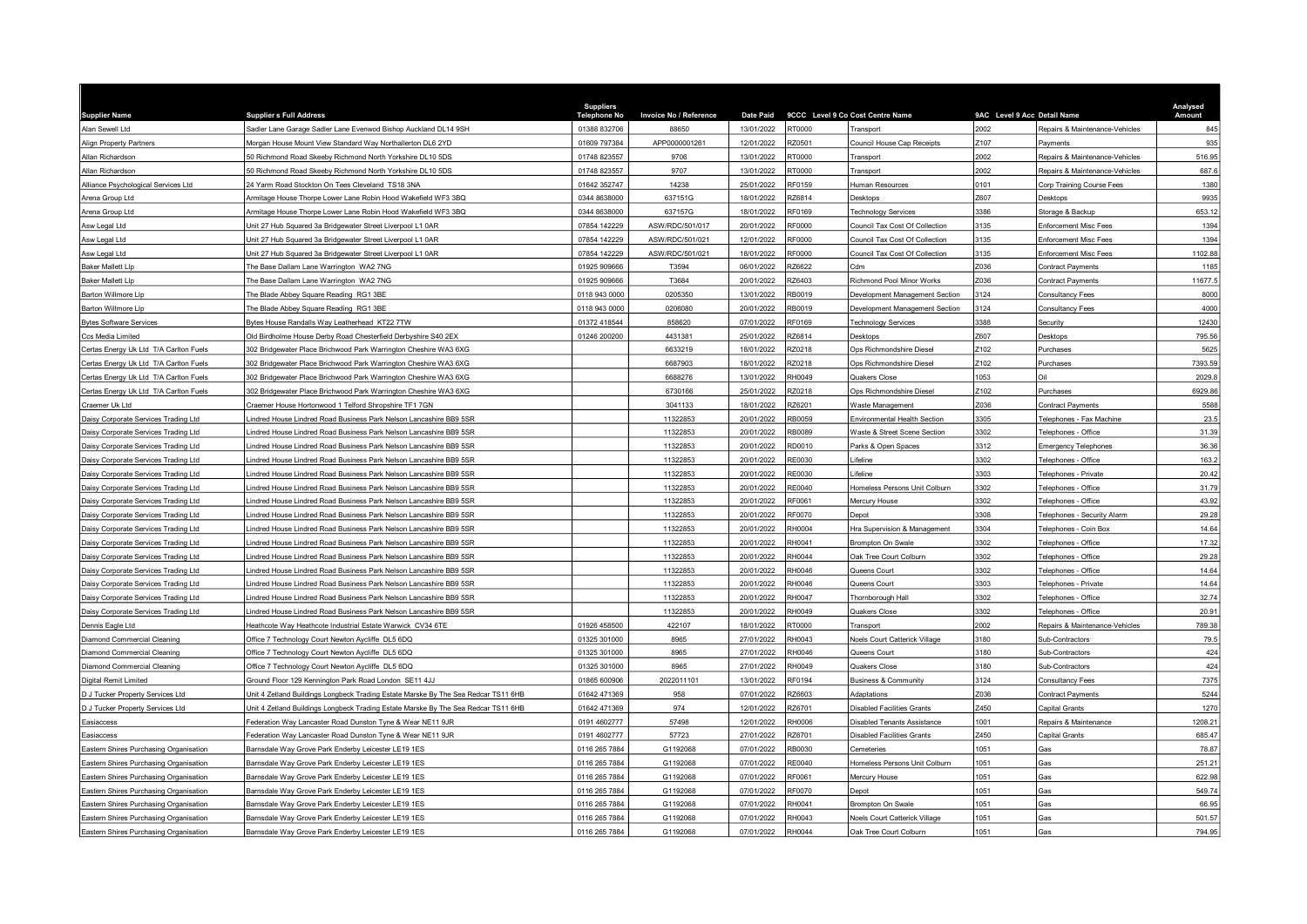| Supplier Name | Supplier s Full Address | Suppliers Telephone No | Invoice No / Reference | Date Paid | 9CCC | Level 9 Co Cost Centre Name | 9AC | Level 9 Acc Detail Name | Analysed Amount |
|---|---|---|---|---|---|---|---|---|---|
| Alan Sewell Ltd | Sadler Lane Garage Sadler Lane Evenwod Bishop Auckland DL14 9SH | 01388 832706 | 88650 | 13/01/2022 | RT0000 | Transport | 2002 | Repairs & Maintenance-Vehicles | 845 |
| Align Property Partners | Morgan House Mount View Standard Way Northallerton DL6 2YD | 01609 797384 | APP0000001261 | 12/01/2022 | RZ0501 | Council House Cap Receipts | Z107 | Payments | 935 |
| Allan Richardson | 50 Richmond Road Skeeby Richmond North Yorkshire DL10 5DS | 01748 823557 | 9706 | 13/01/2022 | RT0000 | Transport | 2002 | Repairs & Maintenance-Vehicles | 516.95 |
| Allan Richardson | 50 Richmond Road Skeeby Richmond North Yorkshire DL10 5DS | 01748 823557 | 9707 | 13/01/2022 | RT0000 | Transport | 2002 | Repairs & Maintenance-Vehicles | 687.6 |
| Alliance Psychological Services Ltd | 24 Yarm Road Stockton On Tees Cleveland TS18 3NA | 01642 352747 | 14238 | 25/01/2022 | RF0159 | Human Resources | 0101 | Corp Training Course Fees | 1380 |
| Arena Group Ltd | Armitage House Thorpe Lower Lane Robin Hood Wakefield WF3 3BQ | 0344 8638000 | 637151G | 18/01/2022 | RZ6814 | Desktops | Z607 | Desktops | 9935 |
| Arena Group Ltd | Armitage House Thorpe Lower Lane Robin Hood Wakefield WF3 3BQ | 0344 8638000 | 637157G | 18/01/2022 | RF0169 | Technology Services | 3386 | Storage & Backup | 653.12 |
| Asw Legal Ltd | Unit 27 Hub Squared 3a Bridgewater Street Liverpool L1 0AR | 07854 142229 | ASW/RDC/501/017 | 20/01/2022 | RF0000 | Council Tax Cost Of Collection | 3135 | Enforcement Misc Fees | 1394 |
| Asw Legal Ltd | Unit 27 Hub Squared 3a Bridgewater Street Liverpool L1 0AR | 07854 142229 | ASW/RDC/501/021 | 12/01/2022 | RF0000 | Council Tax Cost Of Collection | 3135 | Enforcement Misc Fees | 1394 |
| Asw Legal Ltd | Unit 27 Hub Squared 3a Bridgewater Street Liverpool L1 0AR | 07854 142229 | ASW/RDC/501/021 | 18/01/2022 | RF0000 | Council Tax Cost Of Collection | 3135 | Enforcement Misc Fees | 1102.88 |
| Baker Mallett Llp | The Base Dallam Lane Warrington WA2 7NG | 01925 909666 | T3594 | 06/01/2022 | RZ6622 | Cdm | Z036 | Contract Payments | 1185 |
| Baker Mallett Llp | The Base Dallam Lane Warrington WA2 7NG | 01925 909666 | T3684 | 20/01/2022 | RZ6403 | Richmond Pool Minor Works | Z036 | Contract Payments | 11677.5 |
| Barton Willmore Llp | The Blade Abbey Square Reading RG1 3BE | 0118 943 0000 | 0205350 | 13/01/2022 | RB0019 | Development Management Section | 3124 | Consultancy Fees | 8000 |
| Barton Willmore Llp | The Blade Abbey Square Reading RG1 3BE | 0118 943 0000 | 0206080 | 20/01/2022 | RB0019 | Development Management Section | 3124 | Consultancy Fees | 4000 |
| Bytes Software Services | Bytes House Randalls Way Leatherhead KT22 7TW | 01372 418544 | 858620 | 07/01/2022 | RF0169 | Technology Services | 3388 | Security | 12430 |
| Ccs Media Limited | Old Birdholme House Derby Road Chesterfield Derbyshire S40 2EX | 01246 200200 | 4431381 | 25/01/2022 | RZ6814 | Desktops | Z607 | Desktops | 795.56 |
| Certas Energy Uk Ltd T/A Carlton Fuels | 302 Bridgewater Place Brichwood Park Warrington Cheshire WA3 6XG | | 6633219 | 18/01/2022 | RZ0218 | Ops Richmondshire Diesel | Z102 | Purchases | 5625 |
| Certas Energy Uk Ltd T/A Carlton Fuels | 302 Bridgewater Place Brichwood Park Warrington Cheshire WA3 6XG | | 6687903 | 18/01/2022 | RZ0218 | Ops Richmondshire Diesel | Z102 | Purchases | 7393.59 |
| Certas Energy Uk Ltd T/A Carlton Fuels | 302 Bridgewater Place Brichwood Park Warrington Cheshire WA3 6XG | | 6688276 | 13/01/2022 | RH0049 | Quakers Close | 1053 | Oil | 2029.8 |
| Certas Energy Uk Ltd T/A Carlton Fuels | 302 Bridgewater Place Brichwood Park Warrington Cheshire WA3 6XG | | 6730166 | 25/01/2022 | RZ0218 | Ops Richmondshire Diesel | Z102 | Purchases | 6929.86 |
| Craemer Uk Ltd | Craemer House Hortonwood 1 Telford Shropshire TF1 7GN | | 3041133 | 18/01/2022 | RZ6201 | Waste Management | Z036 | Contract Payments | 5588 |
| Daisy Corporate Services Trading Ltd | Lindred House Lindred Road Business Park Nelson Lancashire BB9 5SR | | 11322853 | 20/01/2022 | RB0059 | Environmental Health Section | 3305 | Telephones - Fax Machine | 23.5 |
| Daisy Corporate Services Trading Ltd | Lindred House Lindred Road Business Park Nelson Lancashire BB9 5SR | | 11322853 | 20/01/2022 | RB0089 | Waste & Street Scene Section | 3302 | Telephones - Office | 31.39 |
| Daisy Corporate Services Trading Ltd | Lindred House Lindred Road Business Park Nelson Lancashire BB9 5SR | | 11322853 | 20/01/2022 | RD0010 | Parks & Open Spaces | 3312 | Emergency Telephones | 36.36 |
| Daisy Corporate Services Trading Ltd | Lindred House Lindred Road Business Park Nelson Lancashire BB9 5SR | | 11322853 | 20/01/2022 | RE0030 | Lifeline | 3302 | Telephones - Office | 163.2 |
| Daisy Corporate Services Trading Ltd | Lindred House Lindred Road Business Park Nelson Lancashire BB9 5SR | | 11322853 | 20/01/2022 | RE0030 | Lifeline | 3303 | Telephones - Private | 20.42 |
| Daisy Corporate Services Trading Ltd | Lindred House Lindred Road Business Park Nelson Lancashire BB9 5SR | | 11322853 | 20/01/2022 | RE0040 | Homeless Persons Unit Colburn | 3302 | Telephones - Office | 31.79 |
| Daisy Corporate Services Trading Ltd | Lindred House Lindred Road Business Park Nelson Lancashire BB9 5SR | | 11322853 | 20/01/2022 | RF0061 | Mercury House | 3302 | Telephones - Office | 43.92 |
| Daisy Corporate Services Trading Ltd | Lindred House Lindred Road Business Park Nelson Lancashire BB9 5SR | | 11322853 | 20/01/2022 | RF0070 | Depot | 3308 | Telephones - Security Alarm | 29.28 |
| Daisy Corporate Services Trading Ltd | Lindred House Lindred Road Business Park Nelson Lancashire BB9 5SR | | 11322853 | 20/01/2022 | RH0004 | Hra Supervision & Management | 3304 | Telephones - Coin Box | 14.64 |
| Daisy Corporate Services Trading Ltd | Lindred House Lindred Road Business Park Nelson Lancashire BB9 5SR | | 11322853 | 20/01/2022 | RH0041 | Brompton On Swale | 3302 | Telephones - Office | 17.32 |
| Daisy Corporate Services Trading Ltd | Lindred House Lindred Road Business Park Nelson Lancashire BB9 5SR | | 11322853 | 20/01/2022 | RH0044 | Oak Tree Court Colburn | 3302 | Telephones - Office | 29.28 |
| Daisy Corporate Services Trading Ltd | Lindred House Lindred Road Business Park Nelson Lancashire BB9 5SR | | 11322853 | 20/01/2022 | RH0046 | Queens Court | 3302 | Telephones - Office | 14.64 |
| Daisy Corporate Services Trading Ltd | Lindred House Lindred Road Business Park Nelson Lancashire BB9 5SR | | 11322853 | 20/01/2022 | RH0046 | Queens Court | 3303 | Telephones - Private | 14.64 |
| Daisy Corporate Services Trading Ltd | Lindred House Lindred Road Business Park Nelson Lancashire BB9 5SR | | 11322853 | 20/01/2022 | RH0047 | Thornborough Hall | 3302 | Telephones - Office | 32.74 |
| Daisy Corporate Services Trading Ltd | Lindred House Lindred Road Business Park Nelson Lancashire BB9 5SR | | 11322853 | 20/01/2022 | RH0049 | Quakers Close | 3302 | Telephones - Office | 20.91 |
| Dennis Eagle Ltd | Heathcote Way Heathcote Industrial Estate Warwick CV34 6TE | 01926 458500 | 422107 | 18/01/2022 | RT0000 | Transport | 2002 | Repairs & Maintenance-Vehicles | 789.38 |
| Diamond Commercial Cleaning | Office 7 Technology Court Newton Aycliffe DL5 6DQ | 01325 301000 | 8965 | 27/01/2022 | RH0043 | Noels Court Catterick Village | 3180 | Sub-Contractors | 79.5 |
| Diamond Commercial Cleaning | Office 7 Technology Court Newton Aycliffe DL5 6DQ | 01325 301000 | 8965 | 27/01/2022 | RH0046 | Queens Court | 3180 | Sub-Contractors | 424 |
| Diamond Commercial Cleaning | Office 7 Technology Court Newton Aycliffe DL5 6DQ | 01325 301000 | 8965 | 27/01/2022 | RH0049 | Quakers Close | 3180 | Sub-Contractors | 424 |
| Digital Remit Limited | Ground Floor 129 Kennington Park Road London SE11 4JJ | 01865 600906 | 2022011101 | 13/01/2022 | RF0194 | Business & Community | 3124 | Consultancy Fees | 7375 |
| D J Tucker Property Services Ltd | Unit 4 Zetland Buildings Longbeck Trading Estate Marske By The Sea Redcar TS11 6HB | 01642 471369 | 958 | 07/01/2022 | RZ6603 | Adaptations | Z036 | Contract Payments | 5244 |
| D J Tucker Property Services Ltd | Unit 4 Zetland Buildings Longbeck Trading Estate Marske By The Sea Redcar TS11 6HB | 01642 471369 | 974 | 12/01/2022 | RZ6701 | Disabled Facilities Grants | Z450 | Capital Grants | 1270 |
| Easiaccess | Federation Way Lancaster Road Dunston Tyne & Wear NE11 9JR | 0191 4602777 | 57498 | 12/01/2022 | RH0006 | Disabled Tenants Assistance | 1001 | Repairs & Maintenance | 1208.21 |
| Easiaccess | Federation Way Lancaster Road Dunston Tyne & Wear NE11 9JR | 0191 4602777 | 57723 | 27/01/2022 | RZ6701 | Disabled Facilities Grants | Z450 | Capital Grants | 685.47 |
| Eastern Shires Purchasing Organisation | Barnsdale Way Grove Park Enderby Leicester LE19 1ES | 0116 265 7884 | G1192068 | 07/01/2022 | RB0030 | Cemeteries | 1051 | Gas | 78.87 |
| Eastern Shires Purchasing Organisation | Barnsdale Way Grove Park Enderby Leicester LE19 1ES | 0116 265 7884 | G1192068 | 07/01/2022 | RE0040 | Homeless Persons Unit Colburn | 1051 | Gas | 251.21 |
| Eastern Shires Purchasing Organisation | Barnsdale Way Grove Park Enderby Leicester LE19 1ES | 0116 265 7884 | G1192068 | 07/01/2022 | RF0061 | Mercury House | 1051 | Gas | 622.98 |
| Eastern Shires Purchasing Organisation | Barnsdale Way Grove Park Enderby Leicester LE19 1ES | 0116 265 7884 | G1192068 | 07/01/2022 | RF0070 | Depot | 1051 | Gas | 549.74 |
| Eastern Shires Purchasing Organisation | Barnsdale Way Grove Park Enderby Leicester LE19 1ES | 0116 265 7884 | G1192068 | 07/01/2022 | RH0041 | Brompton On Swale | 1051 | Gas | 66.95 |
| Eastern Shires Purchasing Organisation | Barnsdale Way Grove Park Enderby Leicester LE19 1ES | 0116 265 7884 | G1192068 | 07/01/2022 | RH0043 | Noels Court Catterick Village | 1051 | Gas | 501.57 |
| Eastern Shires Purchasing Organisation | Barnsdale Way Grove Park Enderby Leicester LE19 1ES | 0116 265 7884 | G1192068 | 07/01/2022 | RH0044 | Oak Tree Court Colburn | 1051 | Gas | 794.95 |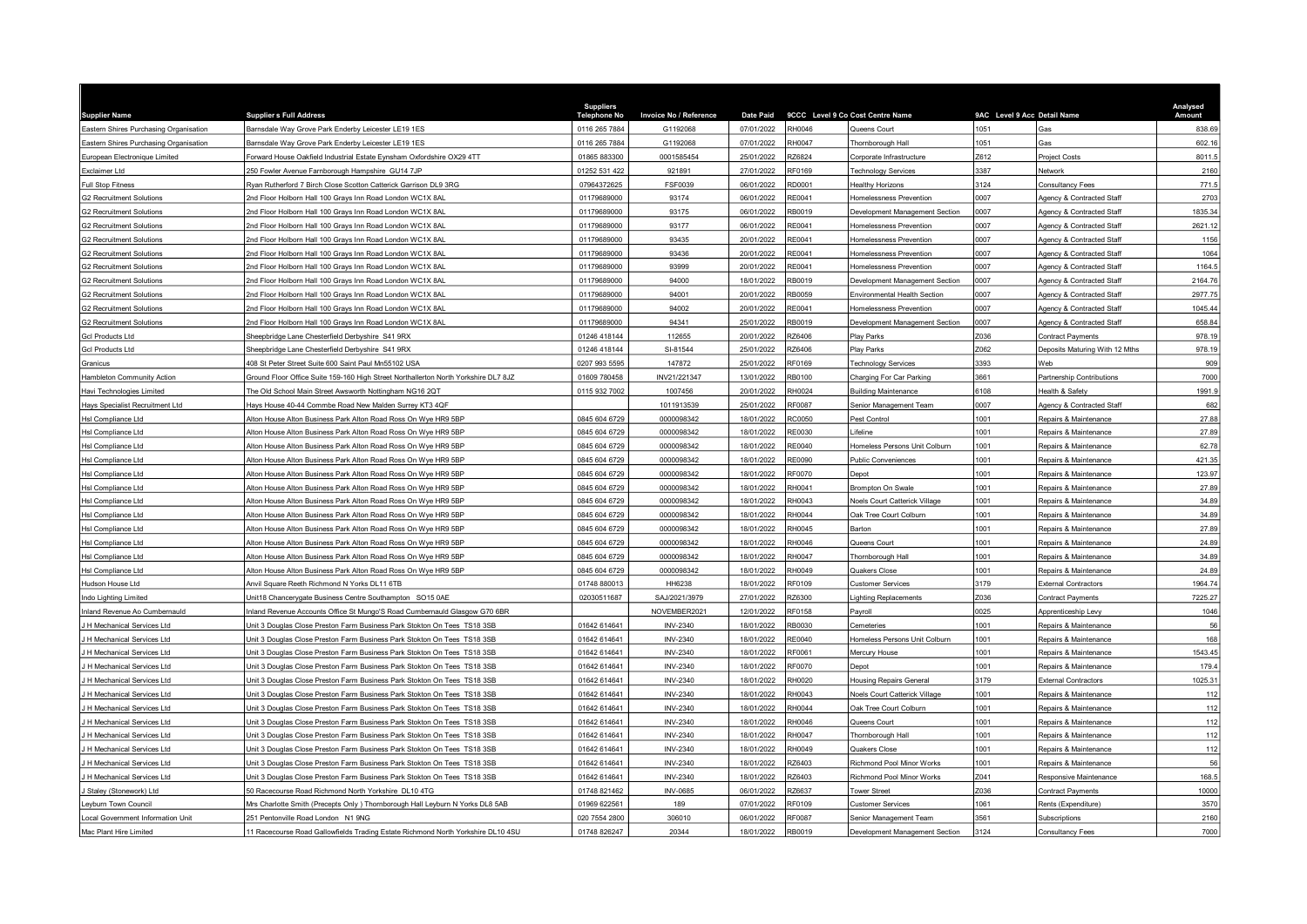| Supplier Name | Supplier s Full Address | Suppliers Telephone No | Invoice No / Reference | Date Paid | 9CCC Level 9 Co | Cost Centre Name | 9AC Level 9 Acc | Detail Name | Analysed Amount |
|---|---|---|---|---|---|---|---|---|---|
| Eastern Shires Purchasing Organisation | Barnsdale Way Grove Park Enderby Leicester LE19 1ES | 0116 265 7884 | G1192068 | 07/01/2022 | RH0046 | Queens Court | 1051 | Gas | 838.69 |
| Eastern Shires Purchasing Organisation | Barnsdale Way Grove Park Enderby Leicester LE19 1ES | 0116 265 7884 | G1192068 | 07/01/2022 | RH0047 | Thornborough Hall | 1051 | Gas | 602.16 |
| European Electronique Limited | Forward House Oakfield Industrial Estate Eynsham Oxfordshire OX29 4TT | 01865 883300 | 0001585454 | 25/01/2022 | RZ6824 | Corporate Infrastructure | Z612 | Project Costs | 8011.5 |
| Exclaimer Ltd | 250 Fowler Avenue Farnborough Hampshire GU14 7JP | 01252 531 422 | 921891 | 27/01/2022 | RF0169 | Technology Services | 3387 | Network | 2160 |
| Full Stop Fitness | Ryan Rutherford 7 Birch Close Scotton Catterick Garrison DL9 3RG | 07964372625 | FSF0039 | 06/01/2022 | RD0001 | Healthy Horizons | 3124 | Consultancy Fees | 771.5 |
| G2 Recruitment Solutions | 2nd Floor Holborn Hall 100 Grays Inn Road London WC1X 8AL | 01179689000 | 93174 | 06/01/2022 | RE0041 | Homelessness Prevention | 0007 | Agency & Contracted Staff | 2703 |
| G2 Recruitment Solutions | 2nd Floor Holborn Hall 100 Grays Inn Road London WC1X 8AL | 01179689000 | 93175 | 06/01/2022 | RB0019 | Development Management Section | 0007 | Agency & Contracted Staff | 1835.34 |
| G2 Recruitment Solutions | 2nd Floor Holborn Hall 100 Grays Inn Road London WC1X 8AL | 01179689000 | 93177 | 06/01/2022 | RE0041 | Homelessness Prevention | 0007 | Agency & Contracted Staff | 2621.12 |
| G2 Recruitment Solutions | 2nd Floor Holborn Hall 100 Grays Inn Road London WC1X 8AL | 01179689000 | 93435 | 20/01/2022 | RE0041 | Homelessness Prevention | 0007 | Agency & Contracted Staff | 1156 |
| G2 Recruitment Solutions | 2nd Floor Holborn Hall 100 Grays Inn Road London WC1X 8AL | 01179689000 | 93436 | 20/01/2022 | RE0041 | Homelessness Prevention | 0007 | Agency & Contracted Staff | 1064 |
| G2 Recruitment Solutions | 2nd Floor Holborn Hall 100 Grays Inn Road London WC1X 8AL | 01179689000 | 93999 | 20/01/2022 | RE0041 | Homelessness Prevention | 0007 | Agency & Contracted Staff | 1164.5 |
| G2 Recruitment Solutions | 2nd Floor Holborn Hall 100 Grays Inn Road London WC1X 8AL | 01179689000 | 94000 | 18/01/2022 | RB0019 | Development Management Section | 0007 | Agency & Contracted Staff | 2164.76 |
| G2 Recruitment Solutions | 2nd Floor Holborn Hall 100 Grays Inn Road London WC1X 8AL | 01179689000 | 94001 | 20/01/2022 | RB0059 | Environmental Health Section | 0007 | Agency & Contracted Staff | 2977.75 |
| G2 Recruitment Solutions | 2nd Floor Holborn Hall 100 Grays Inn Road London WC1X 8AL | 01179689000 | 94002 | 20/01/2022 | RE0041 | Homelessness Prevention | 0007 | Agency & Contracted Staff | 1045.44 |
| G2 Recruitment Solutions | 2nd Floor Holborn Hall 100 Grays Inn Road London WC1X 8AL | 01179689000 | 94341 | 25/01/2022 | RB0019 | Development Management Section | 0007 | Agency & Contracted Staff | 658.84 |
| Gcl Products Ltd | Sheepbridge Lane Chesterfield Derbyshire S41 9RX | 01246 418144 | 112655 | 20/01/2022 | RZ6406 | Play Parks | Z036 | Contract Payments | 978.19 |
| Gcl Products Ltd | Sheepbridge Lane Chesterfield Derbyshire S41 9RX | 01246 418144 | SI-81544 | 25/01/2022 | RZ6406 | Play Parks | Z062 | Deposits Maturing With 12 Mths | 978.19 |
| Granicus | 408 St Peter Street Suite 600 Saint Paul Mn55102 USA | 0207 993 5595 | 147872 | 25/01/2022 | RF0169 | Technology Services | 3393 | Web | 909 |
| Hambleton Community Action | Ground Floor Office Suite 159-160 High Street Northallerton North Yorkshire DL7 8JZ | 01609 780458 | INV21/221347 | 13/01/2022 | RB0100 | Charging For Car Parking | 3661 | Partnership Contributions | 7000 |
| Havi Technologies Limited | The Old School Main Street Awsworth Nottingham NG16 2QT | 0115 932 7002 | 1007456 | 20/01/2022 | RH0024 | Building Maintenance | 6108 | Health & Safety | 1991.9 |
| Hays Specialist Recruitment Ltd | Hays House 40-44 Commbe Road New Malden Surrey KT3 4QF | | 1011913539 | 25/01/2022 | RF0087 | Senior Management Team | 0007 | Agency & Contracted Staff | 682 |
| Hsl Compliance Ltd | Alton House Alton Business Park Alton Road Ross On Wye HR9 5BP | 0845 604 6729 | 0000098342 | 18/01/2022 | RC0050 | Pest Control | 1001 | Repairs & Maintenance | 27.88 |
| Hsl Compliance Ltd | Alton House Alton Business Park Alton Road Ross On Wye HR9 5BP | 0845 604 6729 | 0000098342 | 18/01/2022 | RE0030 | Lifeline | 1001 | Repairs & Maintenance | 27.89 |
| Hsl Compliance Ltd | Alton House Alton Business Park Alton Road Ross On Wye HR9 5BP | 0845 604 6729 | 0000098342 | 18/01/2022 | RE0040 | Homeless Persons Unit Colburn | 1001 | Repairs & Maintenance | 62.78 |
| Hsl Compliance Ltd | Alton House Alton Business Park Alton Road Ross On Wye HR9 5BP | 0845 604 6729 | 0000098342 | 18/01/2022 | RE0090 | Public Conveniences | 1001 | Repairs & Maintenance | 421.35 |
| Hsl Compliance Ltd | Alton House Alton Business Park Alton Road Ross On Wye HR9 5BP | 0845 604 6729 | 0000098342 | 18/01/2022 | RF0070 | Depot | 1001 | Repairs & Maintenance | 123.97 |
| Hsl Compliance Ltd | Alton House Alton Business Park Alton Road Ross On Wye HR9 5BP | 0845 604 6729 | 0000098342 | 18/01/2022 | RH0041 | Brompton On Swale | 1001 | Repairs & Maintenance | 27.89 |
| Hsl Compliance Ltd | Alton House Alton Business Park Alton Road Ross On Wye HR9 5BP | 0845 604 6729 | 0000098342 | 18/01/2022 | RH0043 | Noels Court Catterick Village | 1001 | Repairs & Maintenance | 34.89 |
| Hsl Compliance Ltd | Alton House Alton Business Park Alton Road Ross On Wye HR9 5BP | 0845 604 6729 | 0000098342 | 18/01/2022 | RH0044 | Oak Tree Court Colburn | 1001 | Repairs & Maintenance | 34.89 |
| Hsl Compliance Ltd | Alton House Alton Business Park Alton Road Ross On Wye HR9 5BP | 0845 604 6729 | 0000098342 | 18/01/2022 | RH0045 | Barton | 1001 | Repairs & Maintenance | 27.89 |
| Hsl Compliance Ltd | Alton House Alton Business Park Alton Road Ross On Wye HR9 5BP | 0845 604 6729 | 0000098342 | 18/01/2022 | RH0046 | Queens Court | 1001 | Repairs & Maintenance | 24.89 |
| Hsl Compliance Ltd | Alton House Alton Business Park Alton Road Ross On Wye HR9 5BP | 0845 604 6729 | 0000098342 | 18/01/2022 | RH0047 | Thornborough Hall | 1001 | Repairs & Maintenance | 34.89 |
| Hsl Compliance Ltd | Alton House Alton Business Park Alton Road Ross On Wye HR9 5BP | 0845 604 6729 | 0000098342 | 18/01/2022 | RH0049 | Quakers Close | 1001 | Repairs & Maintenance | 24.89 |
| Hudson House Ltd | Anvil Square Reeth Richmond N Yorks DL11 6TB | 01748 880013 | HH6238 | 18/01/2022 | RF0109 | Customer Services | 3179 | External Contractors | 1964.74 |
| Indo Lighting Limited | Unit18 Chancerygate Business Centre Southampton SO15 0AE | 02030511687 | SAJ/2021/3979 | 27/01/2022 | RZ6300 | Lighting Replacements | Z036 | Contract Payments | 7225.27 |
| Inland Revenue Ao Cumbernauld | Inland Revenue Accounts Office St Mungo'S Road Cumbernauld Glasgow G70 6BR | | NOVEMBER2021 | 12/01/2022 | RF0158 | Payroll | 0025 | Apprenticeship Levy | 1046 |
| J H Mechanical Services Ltd | Unit 3 Douglas Close Preston Farm Business Park Stokton On Tees TS18 3SB | 01642 614641 | INV-2340 | 18/01/2022 | RB0030 | Cemeteries | 1001 | Repairs & Maintenance | 56 |
| J H Mechanical Services Ltd | Unit 3 Douglas Close Preston Farm Business Park Stokton On Tees TS18 3SB | 01642 614641 | INV-2340 | 18/01/2022 | RE0040 | Homeless Persons Unit Colburn | 1001 | Repairs & Maintenance | 168 |
| J H Mechanical Services Ltd | Unit 3 Douglas Close Preston Farm Business Park Stokton On Tees TS18 3SB | 01642 614641 | INV-2340 | 18/01/2022 | RF0061 | Mercury House | 1001 | Repairs & Maintenance | 1543.45 |
| J H Mechanical Services Ltd | Unit 3 Douglas Close Preston Farm Business Park Stokton On Tees TS18 3SB | 01642 614641 | INV-2340 | 18/01/2022 | RF0070 | Depot | 1001 | Repairs & Maintenance | 179.4 |
| J H Mechanical Services Ltd | Unit 3 Douglas Close Preston Farm Business Park Stokton On Tees TS18 3SB | 01642 614641 | INV-2340 | 18/01/2022 | RH0020 | Housing Repairs General | 3179 | External Contractors | 1025.31 |
| J H Mechanical Services Ltd | Unit 3 Douglas Close Preston Farm Business Park Stokton On Tees TS18 3SB | 01642 614641 | INV-2340 | 18/01/2022 | RH0043 | Noels Court Catterick Village | 1001 | Repairs & Maintenance | 112 |
| J H Mechanical Services Ltd | Unit 3 Douglas Close Preston Farm Business Park Stokton On Tees TS18 3SB | 01642 614641 | INV-2340 | 18/01/2022 | RH0044 | Oak Tree Court Colburn | 1001 | Repairs & Maintenance | 112 |
| J H Mechanical Services Ltd | Unit 3 Douglas Close Preston Farm Business Park Stokton On Tees TS18 3SB | 01642 614641 | INV-2340 | 18/01/2022 | RH0046 | Queens Court | 1001 | Repairs & Maintenance | 112 |
| J H Mechanical Services Ltd | Unit 3 Douglas Close Preston Farm Business Park Stokton On Tees TS18 3SB | 01642 614641 | INV-2340 | 18/01/2022 | RH0047 | Thornborough Hall | 1001 | Repairs & Maintenance | 112 |
| J H Mechanical Services Ltd | Unit 3 Douglas Close Preston Farm Business Park Stokton On Tees TS18 3SB | 01642 614641 | INV-2340 | 18/01/2022 | RH0049 | Quakers Close | 1001 | Repairs & Maintenance | 112 |
| J H Mechanical Services Ltd | Unit 3 Douglas Close Preston Farm Business Park Stokton On Tees TS18 3SB | 01642 614641 | INV-2340 | 18/01/2022 | RZ6403 | Richmond Pool Minor Works | 1001 | Repairs & Maintenance | 56 |
| J H Mechanical Services Ltd | Unit 3 Douglas Close Preston Farm Business Park Stokton On Tees TS18 3SB | 01642 614641 | INV-2340 | 18/01/2022 | RZ6403 | Richmond Pool Minor Works | Z041 | Responsive Maintenance | 168.5 |
| J Staley (Stonework) Ltd | 50 Racecourse Road Richmond North Yorkshire DL10 4TG | 01748 821462 | INV-0685 | 06/01/2022 | RZ6637 | Tower Street | Z036 | Contract Payments | 10000 |
| Leyburn Town Council | Mrs Charlotte Smith (Precepts Only ) Thornborough Hall Leyburn N Yorks DL8 5AB | 01969 622561 | 189 | 07/01/2022 | RF0109 | Customer Services | 1061 | Rents (Expenditure) | 3570 |
| Local Government Information Unit | 251 Pentonville Road London N1 9NG | 020 7554 2800 | 306010 | 06/01/2022 | RF0087 | Senior Management Team | 3561 | Subscriptions | 2160 |
| Mac Plant Hire Limited | 11 Racecourse Road Gallowfields Trading Estate Richmond North Yorkshire DL10 4SU | 01748 826247 | 20344 | 18/01/2022 | RB0019 | Development Management Section | 3124 | Consultancy Fees | 7000 |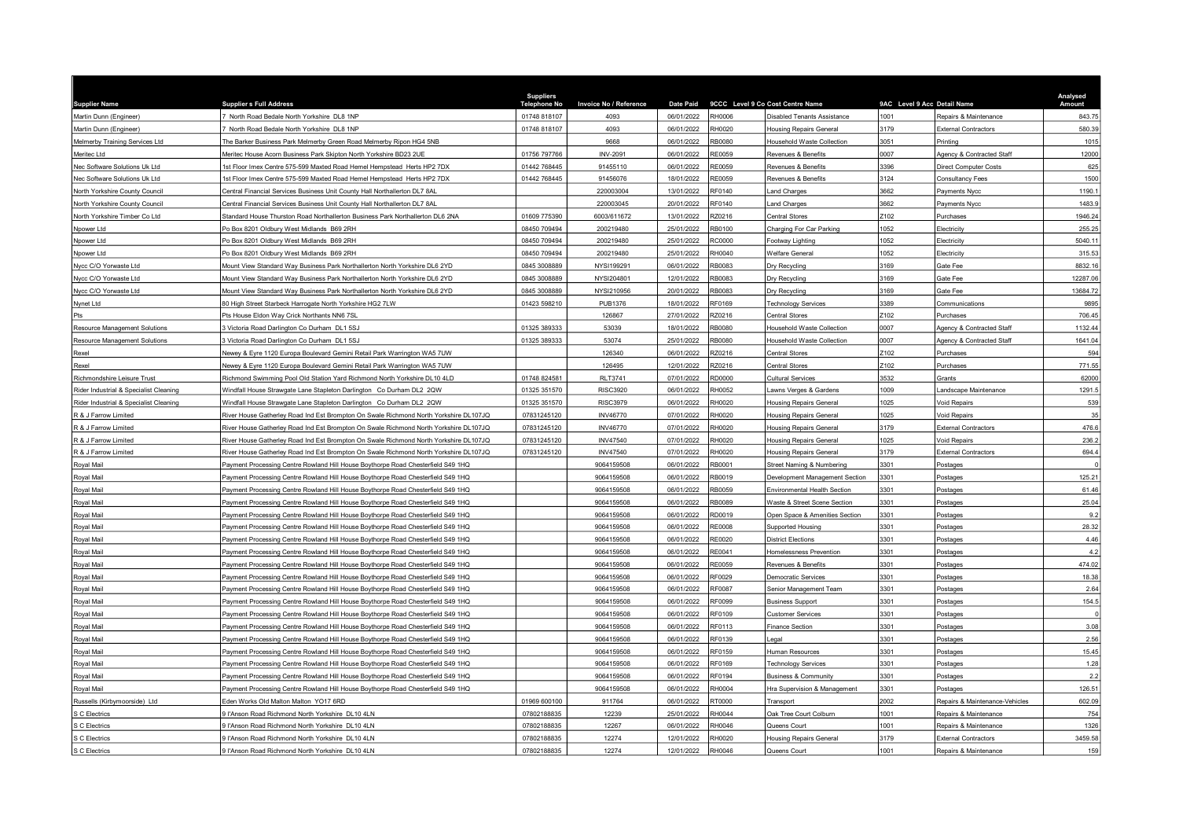| Supplier Name | Supplier s Full Address | Suppliers Telephone No | Invoice No / Reference | Date Paid | 9CCC Level 9 Co Cost Centre Name | | 9AC Level 9 Acc Detail Name | | Analysed Amount |
|---|---|---|---|---|---|---|---|---|---|
| Martin Dunn (Engineer) | 7 North Road Bedale North Yorkshire DL8 1NP | 01748 818107 | 4093 | 06/01/2022 | RH0006 | Disabled Tenants Assistance | 1001 | Repairs & Maintenance | 843.75 |
| Martin Dunn (Engineer) | 7 North Road Bedale North Yorkshire DL8 1NP | 01748 818107 | 4093 | 06/01/2022 | RH0020 | Housing Repairs General | 3179 | External Contractors | 580.39 |
| Melmerby Training Services Ltd | The Barker Business Park Melmerby Green Road Melmerby Ripon HG4 5NB | | 9668 | 06/01/2022 | RB0080 | Household Waste Collection | 3051 | Printing | 1015 |
| Meritec Ltd | Meritec House Acorn Business Park Skipton North Yorkshire BD23 2UE | 01756 797766 | INV-2091 | 06/01/2022 | RE0059 | Revenues & Benefits | 0007 | Agency & Contracted Staff | 12000 |
| Nec Software Solutions Uk Ltd | 1st Floor Imex Centre 575-599 Maxted Road Hemel Hempstead Herts HP2 7DX | 01442 768445 | 91455110 | 06/01/2022 | RE0059 | Revenues & Benefits | 3396 | Direct Computer Costs | 625 |
| Nec Software Solutions Uk Ltd | 1st Floor Imex Centre 575-599 Maxted Road Hemel Hempstead Herts HP2 7DX | 01442 768445 | 91456076 | 18/01/2022 | RE0059 | Revenues & Benefits | 3124 | Consultancy Fees | 1500 |
| North Yorkshire County Council | Central Financial Services Business Unit County Hall Northallerton DL7 8AL | | 220003004 | 13/01/2022 | RF0140 | Land Charges | 3662 | Payments Nycc | 1190.1 |
| North Yorkshire County Council | Central Financial Services Business Unit County Hall Northallerton DL7 8AL | | 220003045 | 20/01/2022 | RF0140 | Land Charges | 3662 | Payments Nycc | 1483.9 |
| North Yorkshire Timber Co Ltd | Standard House Thurston Road Northallerton Business Park Northallerton DL6 2NA | 01609 775390 | 6003/611672 | 13/01/2022 | RZ0216 | Central Stores | Z102 | Purchases | 1946.24 |
| Npower Ltd | Po Box 8201 Oldbury West Midlands B69 2RH | 08450 709494 | 200219480 | 25/01/2022 | RB0100 | Charging For Car Parking | 1052 | Electricity | 255.25 |
| Npower Ltd | Po Box 8201 Oldbury West Midlands B69 2RH | 08450 709494 | 200219480 | 25/01/2022 | RC0000 | Footway Lighting | 1052 | Electricity | 5040.11 |
| Npower Ltd | Po Box 8201 Oldbury West Midlands B69 2RH | 08450 709494 | 200219480 | 25/01/2022 | RH0040 | Welfare General | 1052 | Electricity | 315.53 |
| Nycc C/O Yorwaste Ltd | Mount View Standard Way Business Park Northallerton North Yorkshire DL6 2YD | 0845 3008889 | NYSI199291 | 06/01/2022 | RB0083 | Dry Recycling | 3169 | Gate Fee | 8832.16 |
| Nycc C/O Yorwaste Ltd | Mount View Standard Way Business Park Northallerton North Yorkshire DL6 2YD | 0845 3008889 | NYSI204801 | 12/01/2022 | RB0083 | Dry Recycling | 3169 | Gate Fee | 12287.06 |
| Nycc C/O Yorwaste Ltd | Mount View Standard Way Business Park Northallerton North Yorkshire DL6 2YD | 0845 3008889 | NYSI210956 | 20/01/2022 | RB0083 | Dry Recycling | 3169 | Gate Fee | 13684.72 |
| Nynet Ltd | 80 High Street Starbeck Harrogate North Yorkshire HG2 7LW | 01423 598210 | PUB1376 | 18/01/2022 | RF0169 | Technology Services | 3389 | Communications | 9895 |
| Pts | Pts House Eldon Way Crick Northants NN6 7SL | | 126867 | 27/01/2022 | RZ0216 | Central Stores | Z102 | Purchases | 706.45 |
| Resource Management Solutions | 3 Victoria Road Darlington Co Durham DL1 5SJ | 01325 389333 | 53039 | 18/01/2022 | RB0080 | Household Waste Collection | 0007 | Agency & Contracted Staff | 1132.44 |
| Resource Management Solutions | 3 Victoria Road Darlington Co Durham DL1 5SJ | 01325 389333 | 53074 | 25/01/2022 | RB0080 | Household Waste Collection | 0007 | Agency & Contracted Staff | 1641.04 |
| Rexel | Newey & Eyre 1120 Europa Boulevard Gemini Retail Park Warrington WA5 7UW | | 126340 | 06/01/2022 | RZ0216 | Central Stores | Z102 | Purchases | 594 |
| Rexel | Newey & Eyre 1120 Europa Boulevard Gemini Retail Park Warrington WA5 7UW | | 126495 | 12/01/2022 | RZ0216 | Central Stores | Z102 | Purchases | 771.55 |
| Richmondshire Leisure Trust | Richmond Swimming Pool Old Station Yard Richmond North Yorkshire DL10 4LD | 01748 824581 | RLT3741 | 07/01/2022 | RD0000 | Cultural Services | 3532 | Grants | 62000 |
| Rider Industrial & Specialist Cleaning | Windfall House Strawgate Lane Stapleton Darlington Co Durham DL2 2QW | 01325 351570 | RISC3920 | 06/01/2022 | RH0052 | Lawns Verges & Gardens | 1009 | Landscape Maintenance | 1291.5 |
| Rider Industrial & Specialist Cleaning | Windfall House Strawgate Lane Stapleton Darlington Co Durham DL2 2QW | 01325 351570 | RISC3979 | 06/01/2022 | RH0020 | Housing Repairs General | 1025 | Void Repairs | 539 |
| R & J Farrow Limited | River House Gatherley Road Ind Est Brompton On Swale Richmond North Yorkshire DL107JQ | 07831245120 | INV46770 | 07/01/2022 | RH0020 | Housing Repairs General | 1025 | Void Repairs | 35 |
| R & J Farrow Limited | River House Gatherley Road Ind Est Brompton On Swale Richmond North Yorkshire DL107JQ | 07831245120 | INV46770 | 07/01/2022 | RH0020 | Housing Repairs General | 3179 | External Contractors | 476.6 |
| R & J Farrow Limited | River House Gatherley Road Ind Est Brompton On Swale Richmond North Yorkshire DL107JQ | 07831245120 | INV47540 | 07/01/2022 | RH0020 | Housing Repairs General | 1025 | Void Repairs | 236.2 |
| R & J Farrow Limited | River House Gatherley Road Ind Est Brompton On Swale Richmond North Yorkshire DL107JQ | 07831245120 | INV47540 | 07/01/2022 | RH0020 | Housing Repairs General | 3179 | External Contractors | 694.4 |
| Royal Mail | Payment Processing Centre Rowland Hill House Boythorpe Road Chesterfield S49 1HQ | | 9064159508 | 06/01/2022 | RB0001 | Street Naming & Numbering | 3301 | Postages | 0 |
| Royal Mail | Payment Processing Centre Rowland Hill House Boythorpe Road Chesterfield S49 1HQ | | 9064159508 | 06/01/2022 | RB0019 | Development Management Section | 3301 | Postages | 125.21 |
| Royal Mail | Payment Processing Centre Rowland Hill House Boythorpe Road Chesterfield S49 1HQ | | 9064159508 | 06/01/2022 | RB0059 | Environmental Health Section | 3301 | Postages | 61.46 |
| Royal Mail | Payment Processing Centre Rowland Hill House Boythorpe Road Chesterfield S49 1HQ | | 9064159508 | 06/01/2022 | RB0089 | Waste & Street Scene Section | 3301 | Postages | 25.04 |
| Royal Mail | Payment Processing Centre Rowland Hill House Boythorpe Road Chesterfield S49 1HQ | | 9064159508 | 06/01/2022 | RD0019 | Open Space & Amenities Section | 3301 | Postages | 9.2 |
| Royal Mail | Payment Processing Centre Rowland Hill House Boythorpe Road Chesterfield S49 1HQ | | 9064159508 | 06/01/2022 | RE0008 | Supported Housing | 3301 | Postages | 28.32 |
| Royal Mail | Payment Processing Centre Rowland Hill House Boythorpe Road Chesterfield S49 1HQ | | 9064159508 | 06/01/2022 | RE0020 | District Elections | 3301 | Postages | 4.46 |
| Royal Mail | Payment Processing Centre Rowland Hill House Boythorpe Road Chesterfield S49 1HQ | | 9064159508 | 06/01/2022 | RE0041 | Homelessness Prevention | 3301 | Postages | 4.2 |
| Royal Mail | Payment Processing Centre Rowland Hill House Boythorpe Road Chesterfield S49 1HQ | | 9064159508 | 06/01/2022 | RE0059 | Revenues & Benefits | 3301 | Postages | 474.02 |
| Royal Mail | Payment Processing Centre Rowland Hill House Boythorpe Road Chesterfield S49 1HQ | | 9064159508 | 06/01/2022 | RF0029 | Democratic Services | 3301 | Postages | 18.38 |
| Royal Mail | Payment Processing Centre Rowland Hill House Boythorpe Road Chesterfield S49 1HQ | | 9064159508 | 06/01/2022 | RF0087 | Senior Management Team | 3301 | Postages | 2.64 |
| Royal Mail | Payment Processing Centre Rowland Hill House Boythorpe Road Chesterfield S49 1HQ | | 9064159508 | 06/01/2022 | RF0099 | Business Support | 3301 | Postages | 154.5 |
| Royal Mail | Payment Processing Centre Rowland Hill House Boythorpe Road Chesterfield S49 1HQ | | 9064159508 | 06/01/2022 | RF0109 | Customer Services | 3301 | Postages | 0 |
| Royal Mail | Payment Processing Centre Rowland Hill House Boythorpe Road Chesterfield S49 1HQ | | 9064159508 | 06/01/2022 | RF0113 | Finance Section | 3301 | Postages | 3.08 |
| Royal Mail | Payment Processing Centre Rowland Hill House Boythorpe Road Chesterfield S49 1HQ | | 9064159508 | 06/01/2022 | RF0139 | Legal | 3301 | Postages | 2.56 |
| Royal Mail | Payment Processing Centre Rowland Hill House Boythorpe Road Chesterfield S49 1HQ | | 9064159508 | 06/01/2022 | RF0159 | Human Resources | 3301 | Postages | 15.45 |
| Royal Mail | Payment Processing Centre Rowland Hill House Boythorpe Road Chesterfield S49 1HQ | | 9064159508 | 06/01/2022 | RF0169 | Technology Services | 3301 | Postages | 1.28 |
| Royal Mail | Payment Processing Centre Rowland Hill House Boythorpe Road Chesterfield S49 1HQ | | 9064159508 | 06/01/2022 | RF0194 | Business & Community | 3301 | Postages | 2.2 |
| Royal Mail | Payment Processing Centre Rowland Hill House Boythorpe Road Chesterfield S49 1HQ | | 9064159508 | 06/01/2022 | RH0004 | Hra Supervision & Management | 3301 | Postages | 126.51 |
| Russells (Kirbymoorside) Ltd | Eden Works Old Malton Malton YO17 6RD | 01969 600100 | 911764 | 06/01/2022 | RT0000 | Transport | 2002 | Repairs & Maintenance-Vehicles | 602.09 |
| S C Electrics | 9 I'Anson Road Richmond North Yorkshire DL10 4LN | 07802188835 | 12239 | 25/01/2022 | RH0044 | Oak Tree Court Colburn | 1001 | Repairs & Maintenance | 754 |
| S C Electrics | 9 I'Anson Road Richmond North Yorkshire DL10 4LN | 07802188835 | 12267 | 06/01/2022 | RH0046 | Queens Court | 1001 | Repairs & Maintenance | 1326 |
| S C Electrics | 9 I'Anson Road Richmond North Yorkshire DL10 4LN | 07802188835 | 12274 | 12/01/2022 | RH0020 | Housing Repairs General | 3179 | External Contractors | 3459.58 |
| S C Electrics | 9 I'Anson Road Richmond North Yorkshire DL10 4LN | 07802188835 | 12274 | 12/01/2022 | RH0046 | Queens Court | 1001 | Repairs & Maintenance | 159 |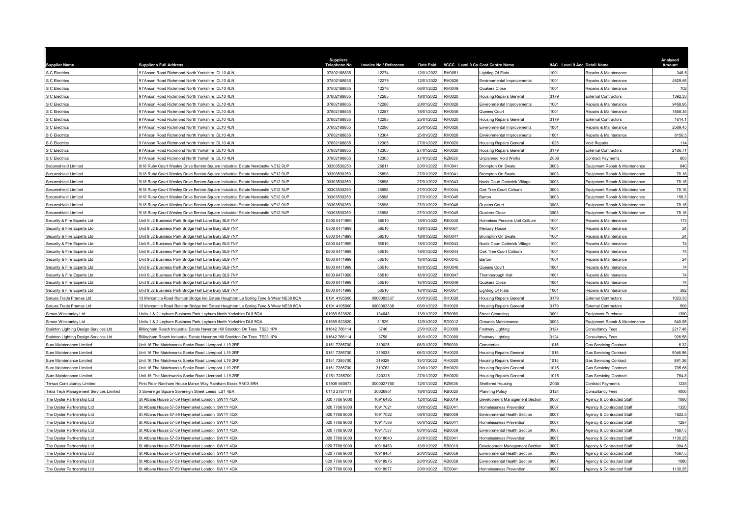| Supplier Name | Supplier s Full Address | Suppliers Telephone No | Invoice No / Reference | Date Paid | 9CCC | Level 9 Co Cost Centre Name | 9AC | Level 9 Acc Detail Name | Analysed Amount |
|---|---|---|---|---|---|---|---|---|---|
| S C Electrics | 9 I'Anson Road Richmond North Yorkshire DL10 4LN | 07802188835 | 12274 | 12/01/2022 | RH0051 | Lighting Of Flats | 1001 | Repairs & Maintenance | 346.5 |
| S C Electrics | 9 I'Anson Road Richmond North Yorkshire DL10 4LN | 07802188835 | 12275 | 12/01/2022 | RH0026 | Environmental Improvements | 1001 | Repairs & Maintenance | 4829.65 |
| S C Electrics | 9 I'Anson Road Richmond North Yorkshire DL10 4LN | 07802188835 | 12276 | 06/01/2022 | RH0049 | Quakers Close | 1001 | Repairs & Maintenance | 702 |
| S C Electrics | 9 I'Anson Road Richmond North Yorkshire DL10 4LN | 07802188835 | 12285 | 18/01/2022 | RH0020 | Housing Repairs General | 3179 | External Contractors | 1392.33 |
| S C Electrics | 9 I'Anson Road Richmond North Yorkshire DL10 4LN | 07802188835 | 12286 | 20/01/2022 | RH0026 | Environmental Improvements | 1001 | Repairs & Maintenance | 9468.95 |
| S C Electrics | 9 I'Anson Road Richmond North Yorkshire DL10 4LN | 07802188835 | 12287 | 18/01/2022 | RH0046 | Queens Court | 1001 | Repairs & Maintenance | 1858.35 |
| S C Electrics | 9 I'Anson Road Richmond North Yorkshire DL10 4LN | 07802188835 | 12295 | 25/01/2022 | RH0020 | Housing Repairs General | 3179 | External Contractors | 1614.1 |
| S C Electrics | 9 I'Anson Road Richmond North Yorkshire DL10 4LN | 07802188835 | 12296 | 25/01/2022 | RH0026 | Environmental Improvements | 1001 | Repairs & Maintenance | 2569.45 |
| S C Electrics | 9 I'Anson Road Richmond North Yorkshire DL10 4LN | 07802188835 | 12304 | 25/01/2022 | RH0026 | Environmental Improvements | 1001 | Repairs & Maintenance | 8150.5 |
| S C Electrics | 9 I'Anson Road Richmond North Yorkshire DL10 4LN | 07802188835 | 12305 | 27/01/2022 | RH0020 | Housing Repairs General | 1025 | Void Repairs | 114 |
| S C Electrics | 9 I'Anson Road Richmond North Yorkshire DL10 4LN | 07802188835 | 12305 | 27/01/2022 | RH0020 | Housing Repairs General | 3179 | External Contractors | 2186.71 |
| S C Electrics | 9 I'Anson Road Richmond North Yorkshire DL10 4LN | 07802188835 | 12305 | 27/01/2022 | RZ6628 | Unplanned Void Works | Z036 | Contract Payments | 803 |
| Secureshield Limited | 9/18 Ruby Court Wesley Drive Benton Square Industrial Estate Newcastle NE12 9UP | 03303530250 | 26611 | 20/01/2022 | RH0041 | Brompton On Swale | 3003 | Equipment Repair & Maintenance | 640 |
| Secureshield Limited | 9/18 Ruby Court Wesley Drive Benton Square Industrial Estate Newcastle NE12 9UP | 03303530250 | 26898 | 27/01/2022 | RH0041 | Brompton On Swale | 3003 | Equipment Repair & Maintenance | 78.16 |
| Secureshield Limited | 9/18 Ruby Court Wesley Drive Benton Square Industrial Estate Newcastle NE12 9UP | 03303530250 | 26898 | 27/01/2022 | RH0043 | Noels Court Catterick Village | 3003 | Equipment Repair & Maintenance | 78.15 |
| Secureshield Limited | 9/18 Ruby Court Wesley Drive Benton Square Industrial Estate Newcastle NE12 9UP | 03303530250 | 26898 | 27/01/2022 | RH0044 | Oak Tree Court Colburn | 3003 | Equipment Repair & Maintenance | 78.16 |
| Secureshield Limited | 9/18 Ruby Court Wesley Drive Benton Square Industrial Estate Newcastle NE12 9UP | 03303530250 | 26898 | 27/01/2022 | RH0045 | Barton | 3003 | Equipment Repair & Maintenance | 156.3 |
| Secureshield Limited | 9/18 Ruby Court Wesley Drive Benton Square Industrial Estate Newcastle NE12 9UP | 03303530250 | 26898 | 27/01/2022 | RH0046 | Queens Court | 3003 | Equipment Repair & Maintenance | 78.15 |
| Secureshield Limited | 9/18 Ruby Court Wesley Drive Benton Square Industrial Estate Newcastle NE12 9UP | 03303530250 | 26898 | 27/01/2022 | RH0049 | Quakers Close | 3003 | Equipment Repair & Maintenance | 78.16 |
| Security & Fire Experts Ltd | Unit 9 J2 Business Park Bridge Hall Lane Bury BL9 7NY | 0800 0471999 | 56510 | 18/01/2022 | RE0040 | Homeless Persons Unit Colburn | 1001 | Repairs & Maintenance | 173 |
| Security & Fire Experts Ltd | Unit 9 J2 Business Park Bridge Hall Lane Bury BL9 7NY | 0800 0471999 | 56510 | 18/01/2022 | RF0061 | Mercury House | 1001 | Repairs & Maintenance | 24 |
| Security & Fire Experts Ltd | Unit 9 J2 Business Park Bridge Hall Lane Bury BL9 7NY | 0800 0471999 | 56510 | 18/01/2022 | RH0041 | Brompton On Swale | 1001 | Repairs & Maintenance | 24 |
| Security & Fire Experts Ltd | Unit 9 J2 Business Park Bridge Hall Lane Bury BL9 7NY | 0800 0471999 | 56510 | 18/01/2022 | RH0043 | Noels Court Catterick Village | 1001 | Repairs & Maintenance | 74 |
| Security & Fire Experts Ltd | Unit 9 J2 Business Park Bridge Hall Lane Bury BL9 7NY | 0800 0471999 | 56510 | 18/01/2022 | RH0044 | Oak Tree Court Colburn | 1001 | Repairs & Maintenance | 74 |
| Security & Fire Experts Ltd | Unit 9 J2 Business Park Bridge Hall Lane Bury BL9 7NY | 0800 0471999 | 56510 | 18/01/2022 | RH0045 | Barton | 1001 | Repairs & Maintenance | 24 |
| Security & Fire Experts Ltd | Unit 9 J2 Business Park Bridge Hall Lane Bury BL9 7NY | 0800 0471999 | 56510 | 18/01/2022 | RH0046 | Queens Court | 1001 | Repairs & Maintenance | 74 |
| Security & Fire Experts Ltd | Unit 9 J2 Business Park Bridge Hall Lane Bury BL9 7NY | 0800 0471999 | 56510 | 18/01/2022 | RH0047 | Thornborough Hall | 1001 | Repairs & Maintenance | 74 |
| Security & Fire Experts Ltd | Unit 9 J2 Business Park Bridge Hall Lane Bury BL9 7NY | 0800 0471999 | 56510 | 18/01/2022 | RH0049 | Quakers Close | 1001 | Repairs & Maintenance | 74 |
| Security & Fire Experts Ltd | Unit 9 J2 Business Park Bridge Hall Lane Bury BL9 7NY | 0800 0471999 | 56510 | 18/01/2022 | RH0051 | Lighting Of Flats | 1001 | Repairs & Maintenance | 382 |
| Sekura Trade Frames Ltd | 13 Mercantile Road Rainton Bridge Ind Estate Houghton Le Spring Tyne & Wear NE38 8QA | 0191 4195600 | 0000003337 | 06/01/2022 | RH0020 | Housing Repairs General | 3179 | External Contractors | 1023.33 |
| Sekura Trade Frames Ltd | 13 Mercantile Road Rainton Bridge Ind Estate Houghton Le Spring Tyne & Wear NE38 8QA | 0191 4195600 | 0000003338 | 06/01/2022 | RH0020 | Housing Repairs General | 3179 | External Contractors | 509 |
| Simon Winstanley Ltd | Units 1 & 2 Leyburn Business Park Leyburn North Yorkshire DL8 5QA | 01969 623820 | 134643 | 13/01/2022 | RB0060 | Street Cleansing | 3001 | Equipment Purchase | 1390 |
| Simon Winstanley Ltd | Units 1 & 2 Leyburn Business Park Leyburn North Yorkshire DL8 5QA | 01969 623820 | 31529 | 12/01/2022 | RD0012 | Grounds Maintenance | 3003 | Equipment Repair & Maintenance | 640.05 |
| Stainton Lighting Design Services Ltd | Billingham Reach Industrial Estate Haverton Hill Stockton On Tees TS23 1PX | 01642 766114 | 3746 | 25/01/2022 | RC0000 | Footway Lighting | 3124 | Consultancy Fees | 2217.48 |
| Stainton Lighting Design Services Ltd | Billingham Reach Industrial Estate Haverton Hill Stockton On Tees TS23 1PX | 01642 766114 | 3758 | 18/01/2022 | RC0000 | Footway Lighting | 3124 | Consultancy Fees | 926.58 |
| Sure Maintenance Limited | Unit 16 The Matchworks Speke Road Liverpool L19 2RF | 0151 7285700 | 319025 | 06/01/2022 | RB0030 | Cemeteries | 1015 | Gas Servicing Contract | 6.32 |
| Sure Maintenance Limited | Unit 16 The Matchworks Speke Road Liverpool L19 2RF | 0151 7285700 | 319025 | 06/01/2022 | RH0020 | Housing Repairs General | 1015 | Gas Servicing Contract | 9046.56 |
| Sure Maintenance Limited | Unit 16 The Matchworks Speke Road Liverpool L19 2RF | 0151 7285700 | 319329 | 13/01/2022 | RH0020 | Housing Repairs General | 1015 | Gas Servicing Contract | 891.36 |
| Sure Maintenance Limited | Unit 16 The Matchworks Speke Road Liverpool L19 2RF | 0151 7285700 | 319762 | 20/01/2022 | RH0020 | Housing Repairs General | 1015 | Gas Servicing Contract | 705.66 |
| Sure Maintenance Limited | Unit 16 The Matchworks Speke Road Liverpool L19 2RF | 0151 7285700 | 320325 | 27/01/2022 | RH0020 | Housing Repairs General | 1015 | Gas Servicing Contract | 764.8 |
| Tersus Consultancy Limited | First Floor Rainham House Manor Way Rainham Essex RM13 8RH | 01909 560673 | 0000027750 | 12/01/2022 | RZ6636 | Sheltered Housing | Z036 | Contract Payments | 1235 |
| Tetra Tech Management Services Limited | 3 Sovereign Square Sovereign Street Leeds LS1 4ER | 0113 2787111 | 30026951 | 18/01/2022 | RB0020 | Planning Policy | 3124 | Consultancy Fees | 4000 |
| The Oyster Partnership Ltd | St Albans House 57-59 Haymarket London SW1Y 4QX | 020 7766 9000 | 10916485 | 12/01/2022 | RB0019 | Development Management Section | 0007 | Agency & Contracted Staff | 1080 |
| The Oyster Partnership Ltd | St Albans House 57-59 Haymarket London SW1Y 4QX | 020 7766 9000 | 10917021 | 06/01/2022 | RE0041 | Homelessness Prevention | 0007 | Agency & Contracted Staff | 1320 |
| The Oyster Partnership Ltd | St Albans House 57-59 Haymarket London SW1Y 4QX | 020 7766 9000 | 10917022 | 06/01/2022 | RB0059 | Environmental Health Section | 0007 | Agency & Contracted Staff | 1822.5 |
| The Oyster Partnership Ltd | St Albans House 57-59 Haymarket London SW1Y 4QX | 020 7766 9000 | 10917536 | 06/01/2022 | RE0041 | Homelessness Prevention | 0007 | Agency & Contracted Staff | 1287 |
| The Oyster Partnership Ltd | St Albans House 57-59 Haymarket London SW1Y 4QX | 020 7766 9000 | 10917537 | 06/01/2022 | RB0059 | Environmental Health Section | 0007 | Agency & Contracted Staff | 1687.5 |
| The Oyster Partnership Ltd | St Albans House 57-59 Haymarket London SW1Y 4QX | 020 7766 9000 | 10918040 | 20/01/2022 | RE0041 | Homelessness Prevention | 0007 | Agency & Contracted Staff | 1130.25 |
| The Oyster Partnership Ltd | St Albans House 57-59 Haymarket London SW1Y 4QX | 020 7766 9000 | 10918453 | 13/01/2022 | RB0019 | Development Management Section | 0007 | Agency & Contracted Staff | 904.5 |
| The Oyster Partnership Ltd | St Albans House 57-59 Haymarket London SW1Y 4QX | 020 7766 9000 | 10918454 | 20/01/2022 | RB0059 | Environmental Health Section | 0007 | Agency & Contracted Staff | 1687.5 |
| The Oyster Partnership Ltd | St Albans House 57-59 Haymarket London SW1Y 4QX | 020 7766 9000 | 10918975 | 20/01/2022 | RB0059 | Environmental Health Section | 0007 | Agency & Contracted Staff | 1080 |
| The Oyster Partnership Ltd | St Albans House 57-59 Haymarket London SW1Y 4QX | 020 7766 9000 | 10918977 | 20/01/2022 | RE0041 | Homelessness Prevention | 0007 | Agency & Contracted Staff | 1130.25 |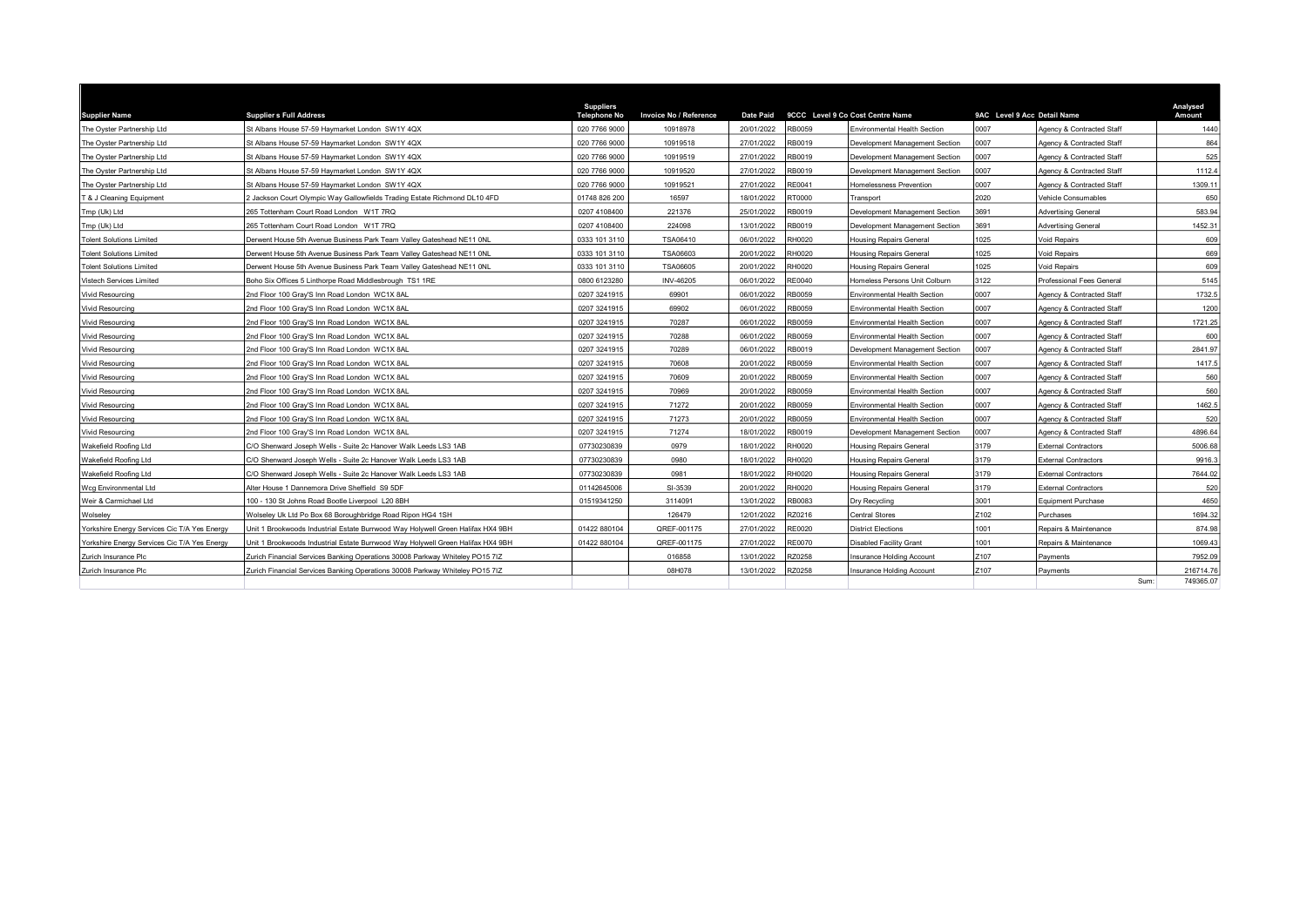| Supplier Name | Supplier s Full Address | Suppliers Telephone No | Invoice No / Reference | Date Paid | 9CCC Level 9 Co | Cost Centre Name | 9AC Level 9 Acc | Detail Name | Analysed Amount |
|---|---|---|---|---|---|---|---|---|---|
| The Oyster Partnership Ltd | St Albans House 57-59 Haymarket London SW1Y 4QX | 020 7766 9000 | 10918978 | 20/01/2022 | RB0059 | Environmental Health Section | 0007 | Agency & Contracted Staff | 1440 |
| The Oyster Partnership Ltd | St Albans House 57-59 Haymarket London SW1Y 4QX | 020 7766 9000 | 10919518 | 27/01/2022 | RB0019 | Development Management Section | 0007 | Agency & Contracted Staff | 864 |
| The Oyster Partnership Ltd | St Albans House 57-59 Haymarket London SW1Y 4QX | 020 7766 9000 | 10919519 | 27/01/2022 | RB0019 | Development Management Section | 0007 | Agency & Contracted Staff | 525 |
| The Oyster Partnership Ltd | St Albans House 57-59 Haymarket London SW1Y 4QX | 020 7766 9000 | 10919520 | 27/01/2022 | RB0019 | Development Management Section | 0007 | Agency & Contracted Staff | 1112.4 |
| The Oyster Partnership Ltd | St Albans House 57-59 Haymarket London SW1Y 4QX | 020 7766 9000 | 10919521 | 27/01/2022 | RE0041 | Homelessness Prevention | 0007 | Agency & Contracted Staff | 1309.11 |
| T & J Cleaning Equipment | 2 Jackson Court Olympic Way Gallowfields Trading Estate Richmond DL10 4FD | 01748 826 200 | 16597 | 18/01/2022 | RT0000 | Transport | 2020 | Vehicle Consumables | 650 |
| Tmp (Uk) Ltd | 265 Tottenham Court Road London W1T 7RQ | 0207 4108400 | 221376 | 25/01/2022 | RB0019 | Development Management Section | 3691 | Advertising General | 583.94 |
| Tmp (Uk) Ltd | 265 Tottenham Court Road London W1T 7RQ | 0207 4108400 | 224098 | 13/01/2022 | RB0019 | Development Management Section | 3691 | Advertising General | 1452.31 |
| Tolent Solutions Limited | Derwent House 5th Avenue Business Park Team Valley Gateshead NE11 0NL | 0333 101 3110 | TSA06410 | 06/01/2022 | RH0020 | Housing Repairs General | 1025 | Void Repairs | 609 |
| Tolent Solutions Limited | Derwent House 5th Avenue Business Park Team Valley Gateshead NE11 0NL | 0333 101 3110 | TSA06603 | 20/01/2022 | RH0020 | Housing Repairs General | 1025 | Void Repairs | 669 |
| Tolent Solutions Limited | Derwent House 5th Avenue Business Park Team Valley Gateshead NE11 0NL | 0333 101 3110 | TSA06605 | 20/01/2022 | RH0020 | Housing Repairs General | 1025 | Void Repairs | 609 |
| Vistech Services Limited | Boho Six Offices 5 Linthorpe Road Middlesbrough TS1 1RE | 0800 6123280 | INV-46205 | 06/01/2022 | RE0040 | Homeless Persons Unit Colburn | 3122 | Professional Fees General | 5145 |
| Vivid Resourcing | 2nd Floor 100 Gray'S Inn Road London WC1X 8AL | 0207 3241915 | 69901 | 06/01/2022 | RB0059 | Environmental Health Section | 0007 | Agency & Contracted Staff | 1732.5 |
| Vivid Resourcing | 2nd Floor 100 Gray'S Inn Road London WC1X 8AL | 0207 3241915 | 69902 | 06/01/2022 | RB0059 | Environmental Health Section | 0007 | Agency & Contracted Staff | 1200 |
| Vivid Resourcing | 2nd Floor 100 Gray'S Inn Road London WC1X 8AL | 0207 3241915 | 70287 | 06/01/2022 | RB0059 | Environmental Health Section | 0007 | Agency & Contracted Staff | 1721.25 |
| Vivid Resourcing | 2nd Floor 100 Gray'S Inn Road London WC1X 8AL | 0207 3241915 | 70288 | 06/01/2022 | RB0059 | Environmental Health Section | 0007 | Agency & Contracted Staff | 600 |
| Vivid Resourcing | 2nd Floor 100 Gray'S Inn Road London WC1X 8AL | 0207 3241915 | 70289 | 06/01/2022 | RB0019 | Development Management Section | 0007 | Agency & Contracted Staff | 2841.97 |
| Vivid Resourcing | 2nd Floor 100 Gray'S Inn Road London WC1X 8AL | 0207 3241915 | 70608 | 20/01/2022 | RB0059 | Environmental Health Section | 0007 | Agency & Contracted Staff | 1417.5 |
| Vivid Resourcing | 2nd Floor 100 Gray'S Inn Road London WC1X 8AL | 0207 3241915 | 70609 | 20/01/2022 | RB0059 | Environmental Health Section | 0007 | Agency & Contracted Staff | 560 |
| Vivid Resourcing | 2nd Floor 100 Gray'S Inn Road London WC1X 8AL | 0207 3241915 | 70969 | 20/01/2022 | RB0059 | Environmental Health Section | 0007 | Agency & Contracted Staff | 560 |
| Vivid Resourcing | 2nd Floor 100 Gray'S Inn Road London WC1X 8AL | 0207 3241915 | 71272 | 20/01/2022 | RB0059 | Environmental Health Section | 0007 | Agency & Contracted Staff | 1462.5 |
| Vivid Resourcing | 2nd Floor 100 Gray'S Inn Road London WC1X 8AL | 0207 3241915 | 71273 | 20/01/2022 | RB0059 | Environmental Health Section | 0007 | Agency & Contracted Staff | 520 |
| Vivid Resourcing | 2nd Floor 100 Gray'S Inn Road London WC1X 8AL | 0207 3241915 | 71274 | 18/01/2022 | RB0019 | Development Management Section | 0007 | Agency & Contracted Staff | 4896.64 |
| Wakefield Roofing Ltd | C/O Shenward Joseph Wells - Suite 2c Hanover Walk Leeds LS3 1AB | 07730230839 | 0979 | 18/01/2022 | RH0020 | Housing Repairs General | 3179 | External Contractors | 5006.68 |
| Wakefield Roofing Ltd | C/O Shenward Joseph Wells - Suite 2c Hanover Walk Leeds LS3 1AB | 07730230839 | 0980 | 18/01/2022 | RH0020 | Housing Repairs General | 3179 | External Contractors | 9916.3 |
| Wakefield Roofing Ltd | C/O Shenward Joseph Wells - Suite 2c Hanover Walk Leeds LS3 1AB | 07730230839 | 0981 | 18/01/2022 | RH0020 | Housing Repairs General | 3179 | External Contractors | 7644.02 |
| Wcg Environmental Ltd | Alter House 1 Dannemora Drive Sheffield S9 5DF | 01142645006 | SI-3539 | 20/01/2022 | RH0020 | Housing Repairs General | 3179 | External Contractors | 520 |
| Weir & Carmichael Ltd | 100 - 130 St Johns Road Bootle Liverpool L20 8BH | 01519341250 | 3114091 | 13/01/2022 | RB0083 | Dry Recycling | 3001 | Equipment Purchase | 4650 |
| Wolseley | Wolseley Uk Ltd Po Box 68 Boroughbridge Road Ripon HG4 1SH | | 126479 | 12/01/2022 | RZ0216 | Central Stores | Z102 | Purchases | 1694.32 |
| Yorkshire Energy Services Cic T/A Yes Energy | Unit 1 Brookwoods Industrial Estate Burrwood Way Holywell Green Halifax HX4 9BH | 01422 880104 | QREF-001175 | 27/01/2022 | RE0020 | District Elections | 1001 | Repairs & Maintenance | 874.98 |
| Yorkshire Energy Services Cic T/A Yes Energy | Unit 1 Brookwoods Industrial Estate Burrwood Way Holywell Green Halifax HX4 9BH | 01422 880104 | QREF-001175 | 27/01/2022 | RE0070 | Disabled Facility Grant | 1001 | Repairs & Maintenance | 1069.43 |
| Zurich Insurance Plc | Zurich Financial Services Banking Operations 30008 Parkway Whiteley PO15 7IZ | | 016858 | 13/01/2022 | RZ0258 | Insurance Holding Account | Z107 | Payments | 7952.09 |
| Zurich Insurance Plc | Zurich Financial Services Banking Operations 30008 Parkway Whiteley PO15 7IZ | | 08H078 | 13/01/2022 | RZ0258 | Insurance Holding Account | Z107 | Payments | 216714.76 |
| | | | | | | | | Sum: | 749365.07 |